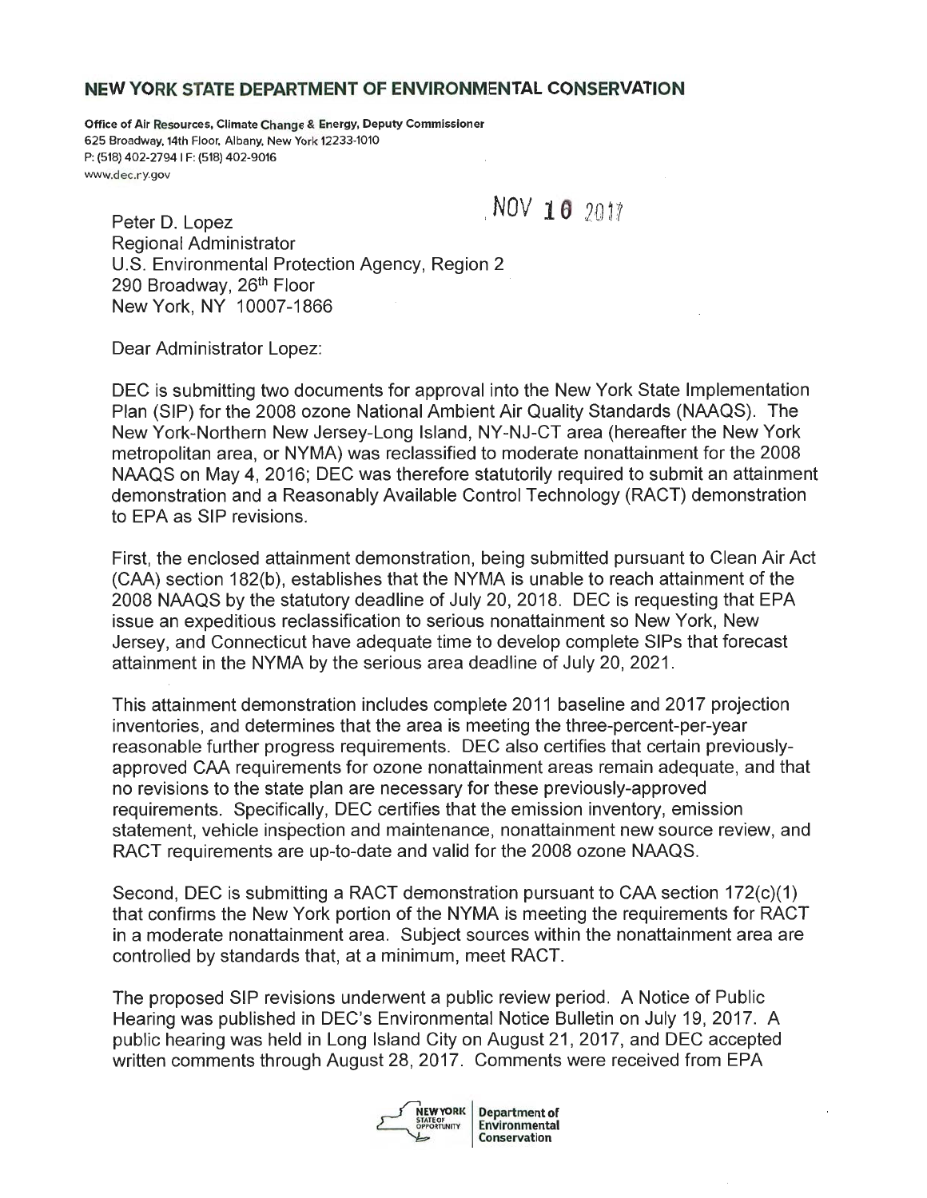**NEW YORK STATE DEPARTMENT OF ENVIRONMENTAL CONSERVATION**

**Office of Air Resources, Climate Change & Energy, Deputy Commissioner**
625 Broadway, 14th Floor, Albany, New York 12233-1010
P: (518) 402-2794 | F: (518) 402-9016
www.dec.ny.gov

NOV 10 2017

Peter D. Lopez
Regional Administrator
U.S. Environmental Protection Agency, Region 2
290 Broadway, 26th Floor
New York, NY 10007-1866

Dear Administrator Lopez:

DEC is submitting two documents for approval into the New York State Implementation Plan (SIP) for the 2008 ozone National Ambient Air Quality Standards (NAAQS). The New York-Northern New Jersey-Long Island, NY-NJ-CT area (hereafter the New York metropolitan area, or NYMA) was reclassified to moderate nonattainment for the 2008 NAAQS on May 4, 2016; DEC was therefore statutorily required to submit an attainment demonstration and a Reasonably Available Control Technology (RACT) demonstration to EPA as SIP revisions.

First, the enclosed attainment demonstration, being submitted pursuant to Clean Air Act (CAA) section 182(b), establishes that the NYMA is unable to reach attainment of the 2008 NAAQS by the statutory deadline of July 20, 2018. DEC is requesting that EPA issue an expeditious reclassification to serious nonattainment so New York, New Jersey, and Connecticut have adequate time to develop complete SIPs that forecast attainment in the NYMA by the serious area deadline of July 20, 2021.

This attainment demonstration includes complete 2011 baseline and 2017 projection inventories, and determines that the area is meeting the three-percent-per-year reasonable further progress requirements. DEC also certifies that certain previously-approved CAA requirements for ozone nonattainment areas remain adequate, and that no revisions to the state plan are necessary for these previously-approved requirements. Specifically, DEC certifies that the emission inventory, emission statement, vehicle inspection and maintenance, nonattainment new source review, and RACT requirements are up-to-date and valid for the 2008 ozone NAAQS.

Second, DEC is submitting a RACT demonstration pursuant to CAA section 172(c)(1) that confirms the New York portion of the NYMA is meeting the requirements for RACT in a moderate nonattainment area. Subject sources within the nonattainment area are controlled by standards that, at a minimum, meet RACT.

The proposed SIP revisions underwent a public review period. A Notice of Public Hearing was published in DEC's Environmental Notice Bulletin on July 19, 2017. A public hearing was held in Long Island City on August 21, 2017, and DEC accepted written comments through August 28, 2017. Comments were received from EPA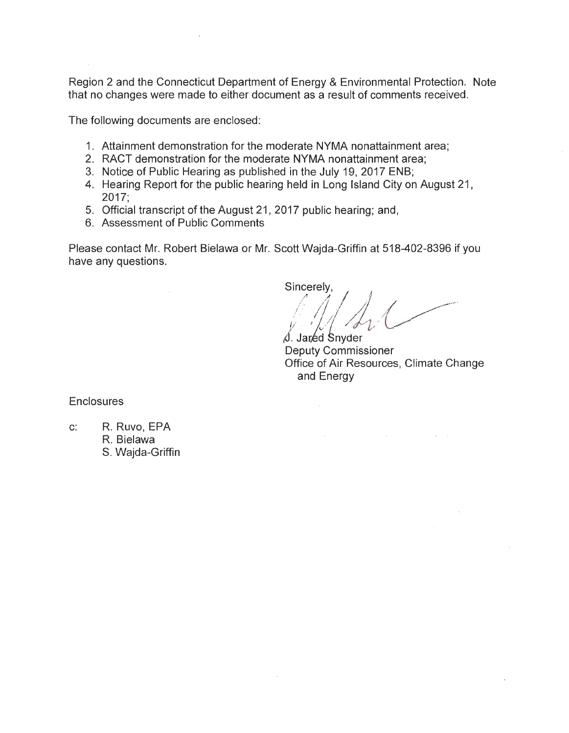Region 2 and the Connecticut Department of Energy & Environmental Protection. Note that no changes were made to either document as a result of comments received.

The following documents are enclosed:

1. Attainment demonstration for the moderate NYMA nonattainment area;
2. RACT demonstration for the moderate NYMA nonattainment area;
3. Notice of Public Hearing as published in the July 19, 2017 ENB;
4. Hearing Report for the public hearing held in Long Island City on August 21, 2017;
5. Official transcript of the August 21, 2017 public hearing; and,
6. Assessment of Public Comments

Please contact Mr. Robert Bielawa or Mr. Scott Wajda-Griffin at 518-402-8396 if you have any questions.

Sincerely,

J. Jared Snyder
Deputy Commissioner
Office of Air Resources, Climate Change and Energy

Enclosures

c: R. Ruvo, EPA
R. Bielawa
S. Wajda-Griffin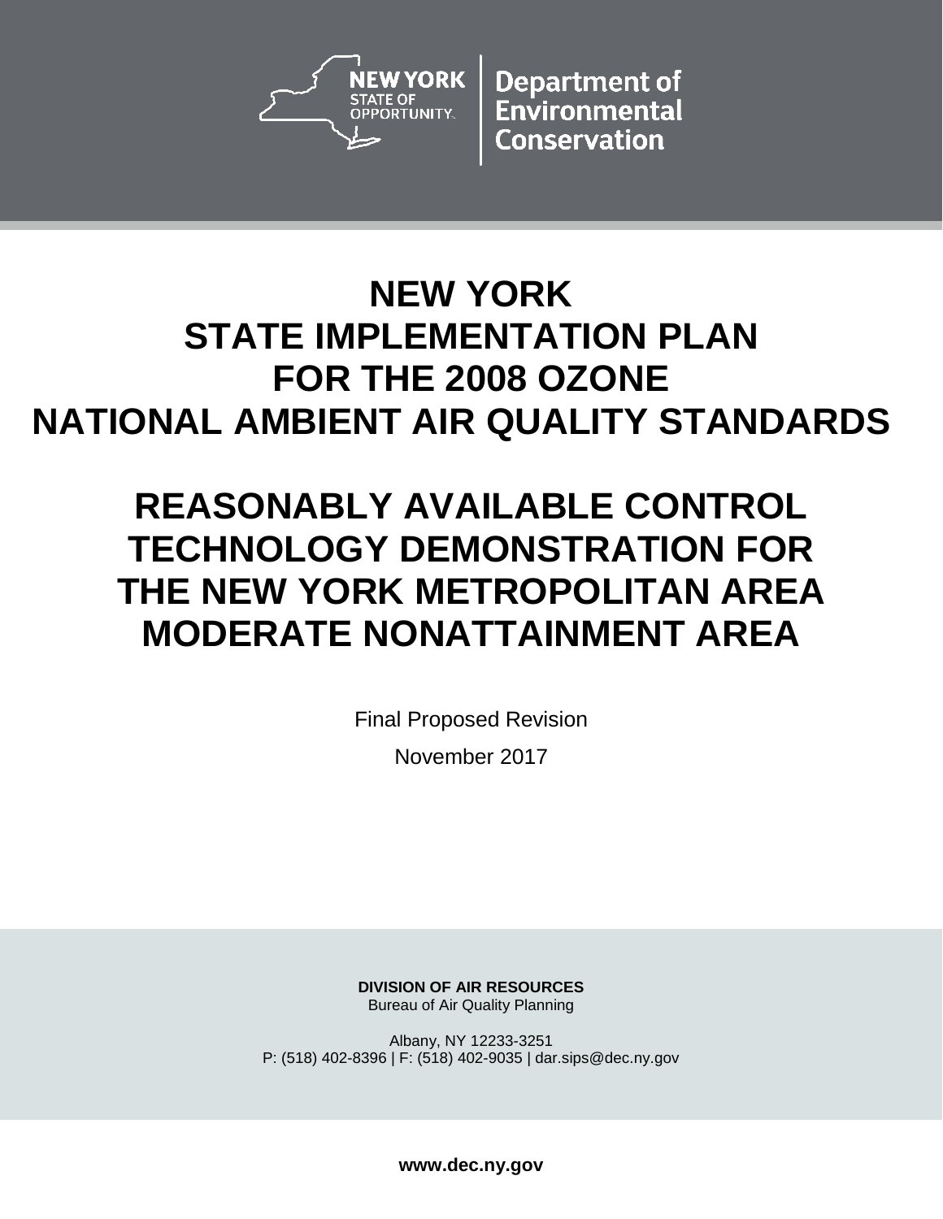NEW YORK STATE OF OPPORTUNITY | Department of Environmental Conservation

# NEW YORK STATE IMPLEMENTATION PLAN FOR THE 2008 OZONE NATIONAL AMBIENT AIR QUALITY STANDARDS

# REASONABLY AVAILABLE CONTROL TECHNOLOGY DEMONSTRATION FOR THE NEW YORK METROPOLITAN AREA MODERATE NONATTAINMENT AREA

Final Proposed Revision

November 2017

**DIVISION OF AIR RESOURCES**
Bureau of Air Quality Planning

Albany, NY 12233-3251
P: (518) 402-8396 | F: (518) 402-9035 | dar.sips@dec.ny.gov

**www.dec.ny.gov**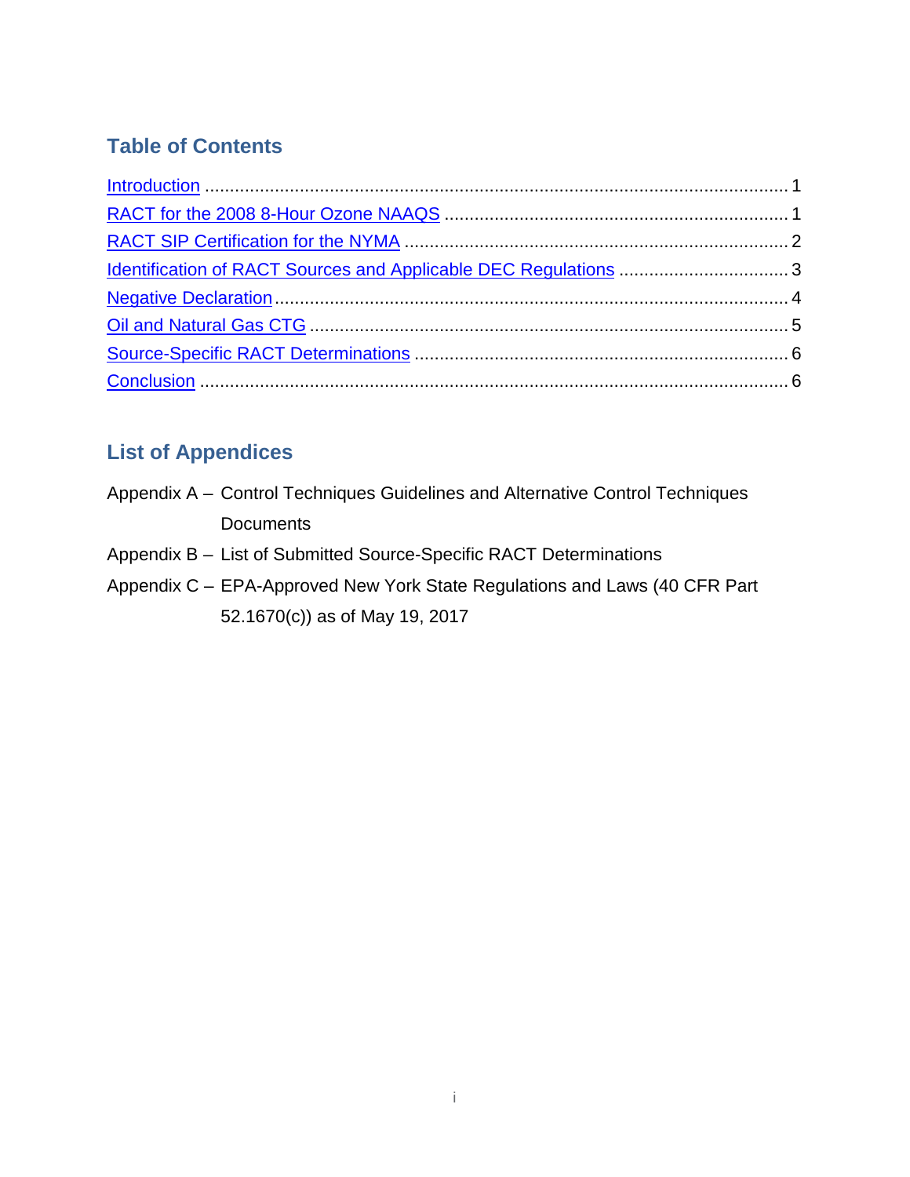## Table of Contents

Introduction ........................................................................................................ 1
RACT for the 2008 8-Hour Ozone NAAQS .................................................................... 1
RACT SIP Certification for the NYMA ........................................................................ 2
Identification of RACT Sources and Applicable DEC Regulations .................................. 3
Negative Declaration ............................................................................................... 4
Oil and Natural Gas CTG .......................................................................................... 5
Source-Specific RACT Determinations ........................................................................ 6
Conclusion ........................................................................................................... 6

## List of Appendices

Appendix A – Control Techniques Guidelines and Alternative Control Techniques Documents

Appendix B – List of Submitted Source-Specific RACT Determinations

Appendix C – EPA-Approved New York State Regulations and Laws (40 CFR Part 52.1670(c)) as of May 19, 2017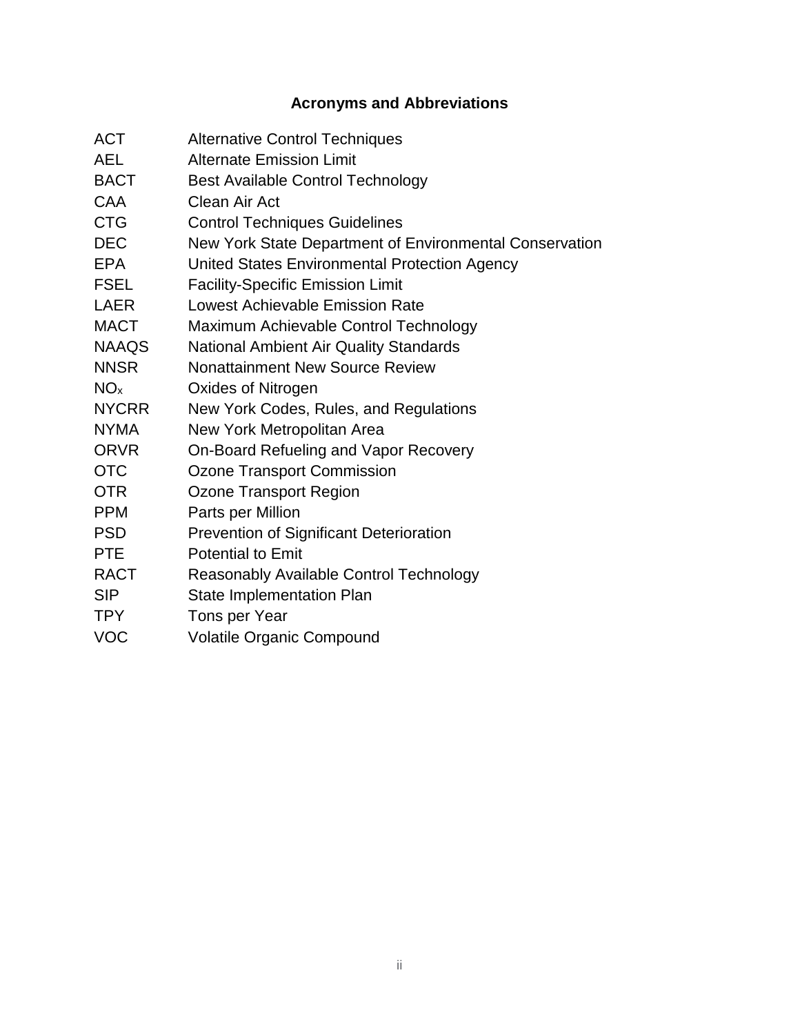# Acronyms and Abbreviations

| | |
|---|---|
| ACT | Alternative Control Techniques |
| AEL | Alternate Emission Limit |
| BACT | Best Available Control Technology |
| CAA | Clean Air Act |
| CTG | Control Techniques Guidelines |
| DEC | New York State Department of Environmental Conservation |
| EPA | United States Environmental Protection Agency |
| FSEL | Facility-Specific Emission Limit |
| LAER | Lowest Achievable Emission Rate |
| MACT | Maximum Achievable Control Technology |
| NAAQS | National Ambient Air Quality Standards |
| NNSR | Nonattainment New Source Review |
| $NO_x$ | Oxides of Nitrogen |
| NYCRR | New York Codes, Rules, and Regulations |
| NYMA | New York Metropolitan Area |
| ORVR | On-Board Refueling and Vapor Recovery |
| OTC | Ozone Transport Commission |
| OTR | Ozone Transport Region |
| PPM | Parts per Million |
| PSD | Prevention of Significant Deterioration |
| PTE | Potential to Emit |
| RACT | Reasonably Available Control Technology |
| SIP | State Implementation Plan |
| TPY | Tons per Year |
| VOC | Volatile Organic Compound |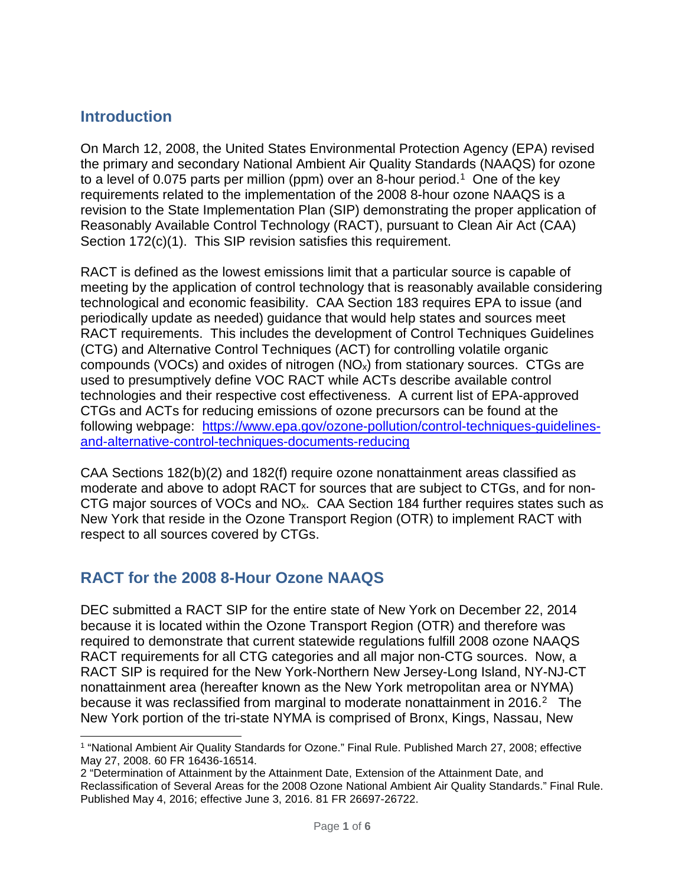## Introduction

On March 12, 2008, the United States Environmental Protection Agency (EPA) revised the primary and secondary National Ambient Air Quality Standards (NAAQS) for ozone to a level of 0.075 parts per million (ppm) over an 8-hour period.[1] One of the key requirements related to the implementation of the 2008 8-hour ozone NAAQS is a revision to the State Implementation Plan (SIP) demonstrating the proper application of Reasonably Available Control Technology (RACT), pursuant to Clean Air Act (CAA) Section 172(c)(1). This SIP revision satisfies this requirement.

RACT is defined as the lowest emissions limit that a particular source is capable of meeting by the application of control technology that is reasonably available considering technological and economic feasibility. CAA Section 183 requires EPA to issue (and periodically update as needed) guidance that would help states and sources meet RACT requirements. This includes the development of Control Techniques Guidelines (CTG) and Alternative Control Techniques (ACT) for controlling volatile organic compounds (VOCs) and oxides of nitrogen ($NO_x$) from stationary sources. CTGs are used to presumptively define VOC RACT while ACTs describe available control technologies and their respective cost effectiveness. A current list of EPA-approved CTGs and ACTs for reducing emissions of ozone precursors can be found at the following webpage: [https://www.epa.gov/ozone-pollution/control-techniques-guidelines-and-alternative-control-techniques-documents-reducing](https://www.epa.gov/ozone-pollution/control-techniques-guidelines-and-alternative-control-techniques-documents-reducing)

CAA Sections 182(b)(2) and 182(f) require ozone nonattainment areas classified as moderate and above to adopt RACT for sources that are subject to CTGs, and for non-CTG major sources of VOCs and $NO_x$. CAA Section 184 further requires states such as New York that reside in the Ozone Transport Region (OTR) to implement RACT with respect to all sources covered by CTGs.

## RACT for the 2008 8-Hour Ozone NAAQS

DEC submitted a RACT SIP for the entire state of New York on December 22, 2014 because it is located within the Ozone Transport Region (OTR) and therefore was required to demonstrate that current statewide regulations fulfill 2008 ozone NAAQS RACT requirements for all CTG categories and all major non-CTG sources. Now, a RACT SIP is required for the New York-Northern New Jersey-Long Island, NY-NJ-CT nonattainment area (hereafter known as the New York metropolitan area or NYMA) because it was reclassified from marginal to moderate nonattainment in 2016.[2] The New York portion of the tri-state NYMA is comprised of Bronx, Kings, Nassau, New

---

[1] "National Ambient Air Quality Standards for Ozone." Final Rule. Published March 27, 2008; effective May 27, 2008. 60 FR 16436-16514.

[2] "Determination of Attainment by the Attainment Date, Extension of the Attainment Date, and Reclassification of Several Areas for the 2008 Ozone National Ambient Air Quality Standards." Final Rule. Published May 4, 2016; effective June 3, 2016. 81 FR 26697-26722.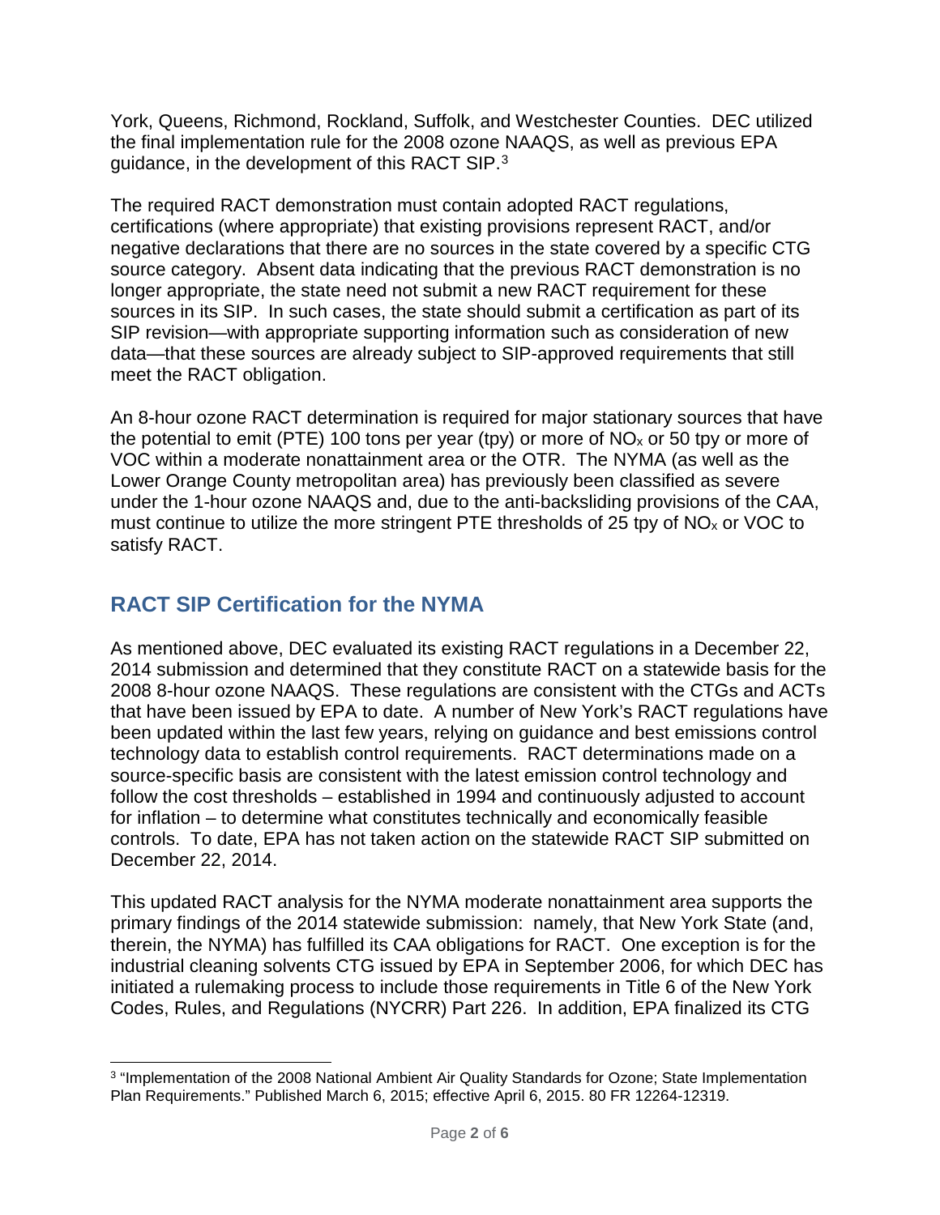York, Queens, Richmond, Rockland, Suffolk, and Westchester Counties. DEC utilized the final implementation rule for the 2008 ozone NAAQS, as well as previous EPA guidance, in the development of this RACT SIP.[3]

The required RACT demonstration must contain adopted RACT regulations, certifications (where appropriate) that existing provisions represent RACT, and/or negative declarations that there are no sources in the state covered by a specific CTG source category. Absent data indicating that the previous RACT demonstration is no longer appropriate, the state need not submit a new RACT requirement for these sources in its SIP. In such cases, the state should submit a certification as part of its SIP revision—with appropriate supporting information such as consideration of new data—that these sources are already subject to SIP-approved requirements that still meet the RACT obligation.

An 8-hour ozone RACT determination is required for major stationary sources that have the potential to emit (PTE) 100 tons per year (tpy) or more of $NO_x$ or 50 tpy or more of VOC within a moderate nonattainment area or the OTR. The NYMA (as well as the Lower Orange County metropolitan area) has previously been classified as severe under the 1-hour ozone NAAQS and, due to the anti-backsliding provisions of the CAA, must continue to utilize the more stringent PTE thresholds of 25 tpy of $NO_x$ or VOC to satisfy RACT.

## RACT SIP Certification for the NYMA

As mentioned above, DEC evaluated its existing RACT regulations in a December 22, 2014 submission and determined that they constitute RACT on a statewide basis for the 2008 8-hour ozone NAAQS. These regulations are consistent with the CTGs and ACTs that have been issued by EPA to date. A number of New York's RACT regulations have been updated within the last few years, relying on guidance and best emissions control technology data to establish control requirements. RACT determinations made on a source-specific basis are consistent with the latest emission control technology and follow the cost thresholds – established in 1994 and continuously adjusted to account for inflation – to determine what constitutes technically and economically feasible controls. To date, EPA has not taken action on the statewide RACT SIP submitted on December 22, 2014.

This updated RACT analysis for the NYMA moderate nonattainment area supports the primary findings of the 2014 statewide submission: namely, that New York State (and, therein, the NYMA) has fulfilled its CAA obligations for RACT. One exception is for the industrial cleaning solvents CTG issued by EPA in September 2006, for which DEC has initiated a rulemaking process to include those requirements in Title 6 of the New York Codes, Rules, and Regulations (NYCRR) Part 226. In addition, EPA finalized its CTG

[3] "Implementation of the 2008 National Ambient Air Quality Standards for Ozone; State Implementation Plan Requirements." Published March 6, 2015; effective April 6, 2015. 80 FR 12264-12319.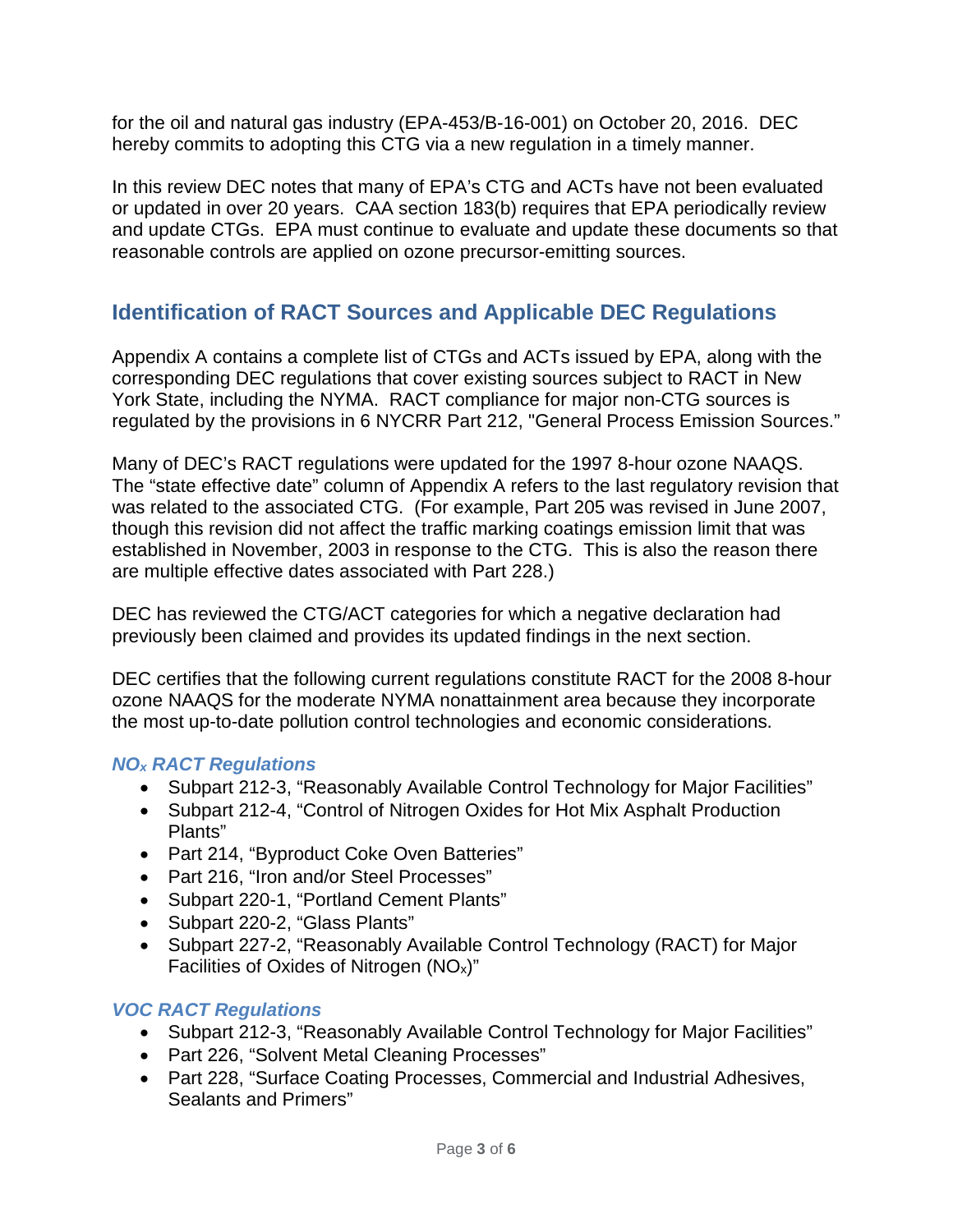for the oil and natural gas industry (EPA-453/B-16-001) on October 20, 2016. DEC hereby commits to adopting this CTG via a new regulation in a timely manner.

In this review DEC notes that many of EPA's CTG and ACTs have not been evaluated or updated in over 20 years. CAA section 183(b) requires that EPA periodically review and update CTGs. EPA must continue to evaluate and update these documents so that reasonable controls are applied on ozone precursor-emitting sources.

## Identification of RACT Sources and Applicable DEC Regulations

Appendix A contains a complete list of CTGs and ACTs issued by EPA, along with the corresponding DEC regulations that cover existing sources subject to RACT in New York State, including the NYMA. RACT compliance for major non-CTG sources is regulated by the provisions in 6 NYCRR Part 212, "General Process Emission Sources."

Many of DEC's RACT regulations were updated for the 1997 8-hour ozone NAAQS. The "state effective date" column of Appendix A refers to the last regulatory revision that was related to the associated CTG. (For example, Part 205 was revised in June 2007, though this revision did not affect the traffic marking coatings emission limit that was established in November, 2003 in response to the CTG. This is also the reason there are multiple effective dates associated with Part 228.)

DEC has reviewed the CTG/ACT categories for which a negative declaration had previously been claimed and provides its updated findings in the next section.

DEC certifies that the following current regulations constitute RACT for the 2008 8-hour ozone NAAQS for the moderate NYMA nonattainment area because they incorporate the most up-to-date pollution control technologies and economic considerations.

### *$NO_x$ RACT Regulations*

- Subpart 212-3, "Reasonably Available Control Technology for Major Facilities"
- Subpart 212-4, "Control of Nitrogen Oxides for Hot Mix Asphalt Production Plants"
- Part 214, "Byproduct Coke Oven Batteries"
- Part 216, "Iron and/or Steel Processes"
- Subpart 220-1, "Portland Cement Plants"
- Subpart 220-2, "Glass Plants"
- Subpart 227-2, "Reasonably Available Control Technology (RACT) for Major Facilities of Oxides of Nitrogen ($NO_x$)"

### *VOC RACT Regulations*

- Subpart 212-3, "Reasonably Available Control Technology for Major Facilities"
- Part 226, "Solvent Metal Cleaning Processes"
- Part 228, "Surface Coating Processes, Commercial and Industrial Adhesives, Sealants and Primers"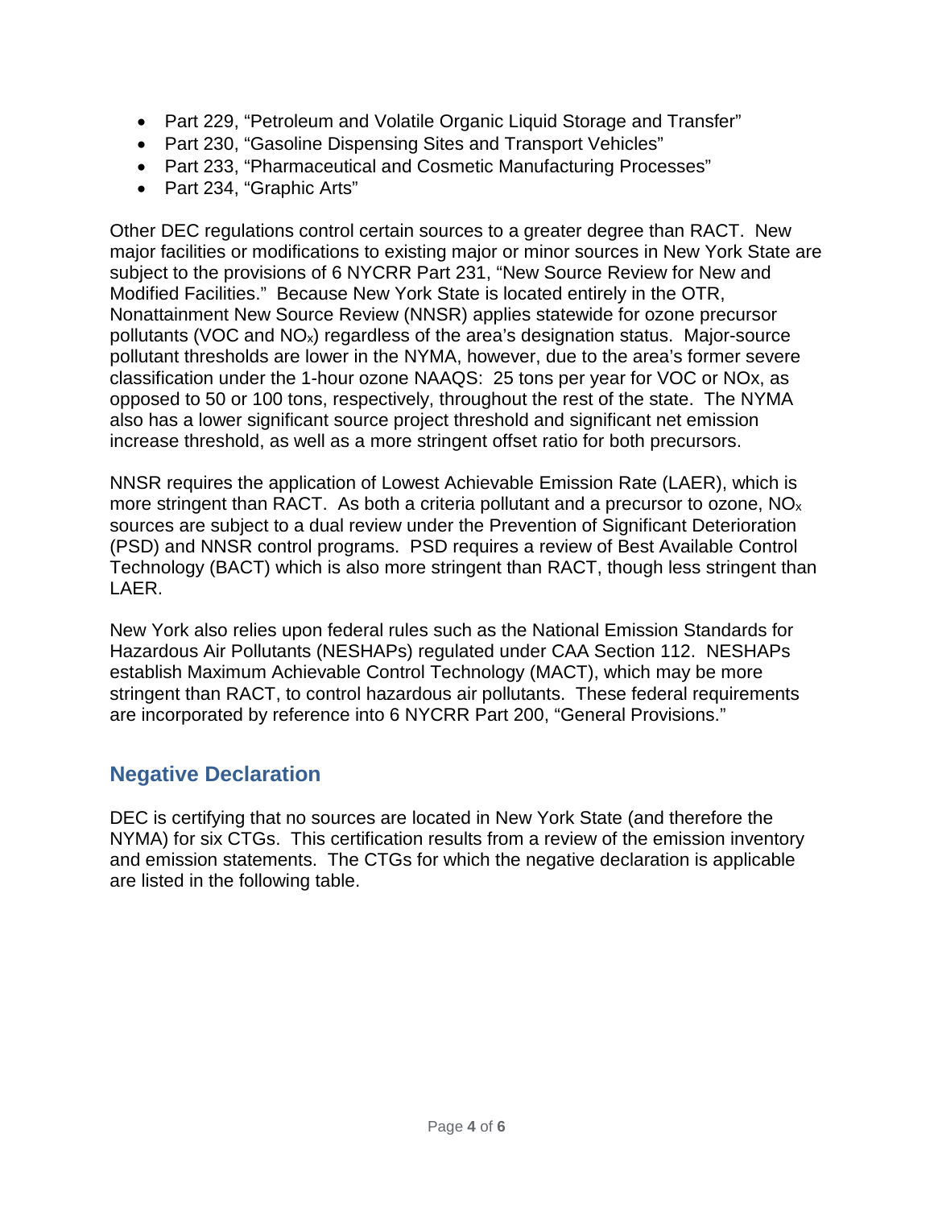- Part 229, "Petroleum and Volatile Organic Liquid Storage and Transfer"
- Part 230, "Gasoline Dispensing Sites and Transport Vehicles"
- Part 233, "Pharmaceutical and Cosmetic Manufacturing Processes"
- Part 234, "Graphic Arts"

Other DEC regulations control certain sources to a greater degree than RACT. New major facilities or modifications to existing major or minor sources in New York State are subject to the provisions of 6 NYCRR Part 231, "New Source Review for New and Modified Facilities." Because New York State is located entirely in the OTR, Nonattainment New Source Review (NNSR) applies statewide for ozone precursor pollutants (VOC and $NO_x$) regardless of the area's designation status. Major-source pollutant thresholds are lower in the NYMA, however, due to the area's former severe classification under the 1-hour ozone NAAQS: 25 tons per year for VOC or NOx, as opposed to 50 or 100 tons, respectively, throughout the rest of the state. The NYMA also has a lower significant source project threshold and significant net emission increase threshold, as well as a more stringent offset ratio for both precursors.

NNSR requires the application of Lowest Achievable Emission Rate (LAER), which is more stringent than RACT. As both a criteria pollutant and a precursor to ozone, $NO_x$ sources are subject to a dual review under the Prevention of Significant Deterioration (PSD) and NNSR control programs. PSD requires a review of Best Available Control Technology (BACT) which is also more stringent than RACT, though less stringent than LAER.

New York also relies upon federal rules such as the National Emission Standards for Hazardous Air Pollutants (NESHAPs) regulated under CAA Section 112. NESHAPs establish Maximum Achievable Control Technology (MACT), which may be more stringent than RACT, to control hazardous air pollutants. These federal requirements are incorporated by reference into 6 NYCRR Part 200, "General Provisions."

## Negative Declaration

DEC is certifying that no sources are located in New York State (and therefore the NYMA) for six CTGs. This certification results from a review of the emission inventory and emission statements. The CTGs for which the negative declaration is applicable are listed in the following table.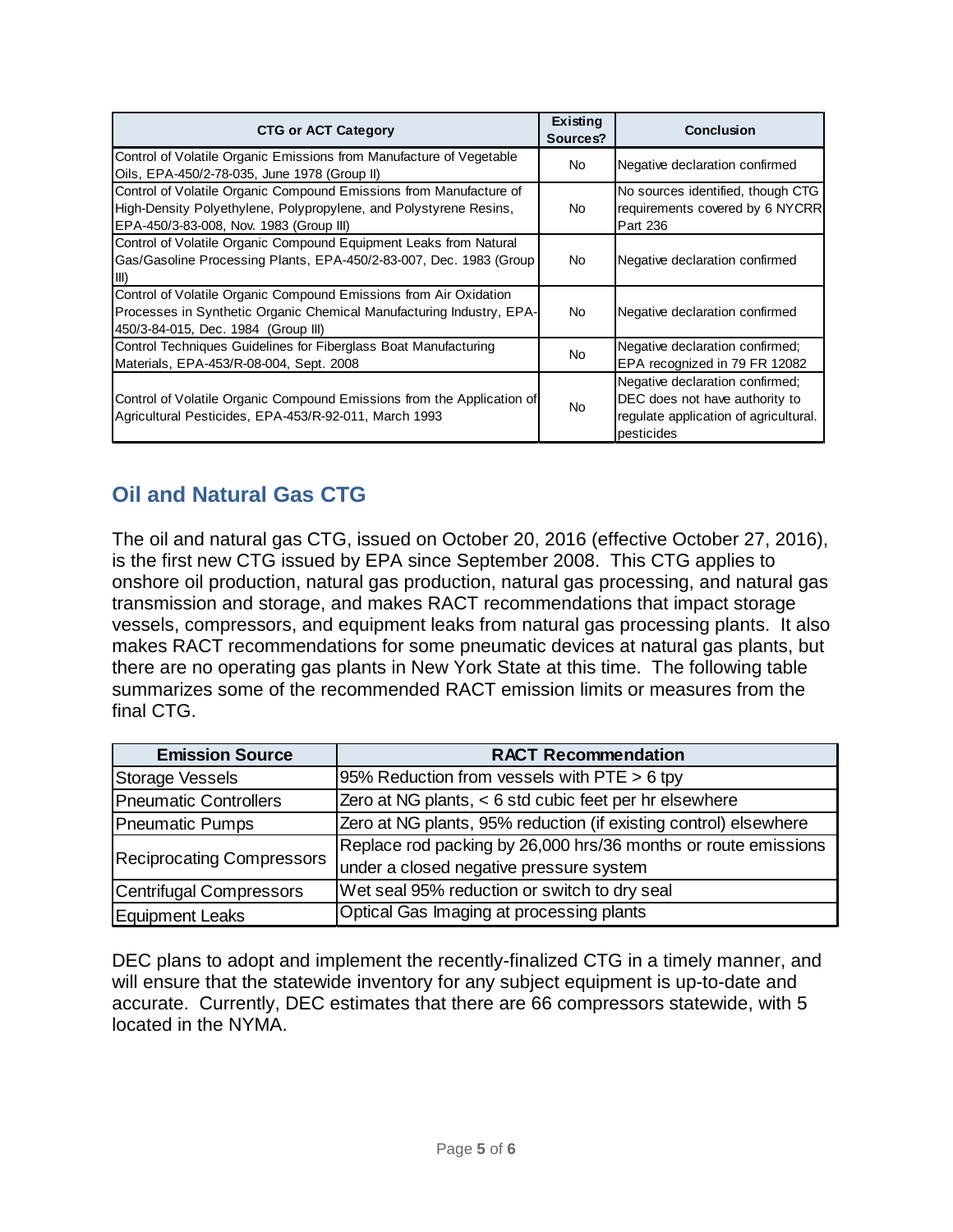| CTG or ACT Category | Existing Sources? | Conclusion |
|---|---|---|
| Control of Volatile Organic Emissions from Manufacture of Vegetable Oils, EPA-450/2-78-035, June 1978 (Group II) | No | Negative declaration confirmed |
| Control of Volatile Organic Compound Emissions from Manufacture of High-Density Polyethylene, Polypropylene, and Polystyrene Resins, EPA-450/3-83-008, Nov. 1983 (Group III) | No | No sources identified, though CTG requirements covered by 6 NYCRR Part 236 |
| Control of Volatile Organic Compound Equipment Leaks from Natural Gas/Gasoline Processing Plants, EPA-450/2-83-007, Dec. 1983 (Group III) | No | Negative declaration confirmed |
| Control of Volatile Organic Compound Emissions from Air Oxidation Processes in Synthetic Organic Chemical Manufacturing Industry, EPA-450/3-84-015, Dec. 1984 (Group III) | No | Negative declaration confirmed |
| Control Techniques Guidelines for Fiberglass Boat Manufacturing Materials, EPA-453/R-08-004, Sept. 2008 | No | Negative declaration confirmed; EPA recognized in 79 FR 12082 |
| Control of Volatile Organic Compound Emissions from the Application of Agricultural Pesticides, EPA-453/R-92-011, March 1993 | No | Negative declaration confirmed; DEC does not have authority to regulate application of agricultural. pesticides |

## Oil and Natural Gas CTG

The oil and natural gas CTG, issued on October 20, 2016 (effective October 27, 2016), is the first new CTG issued by EPA since September 2008. This CTG applies to onshore oil production, natural gas production, natural gas processing, and natural gas transmission and storage, and makes RACT recommendations that impact storage vessels, compressors, and equipment leaks from natural gas processing plants. It also makes RACT recommendations for some pneumatic devices at natural gas plants, but there are no operating gas plants in New York State at this time. The following table summarizes some of the recommended RACT emission limits or measures from the final CTG.

| Emission Source | RACT Recommendation |
|---|---|
| Storage Vessels | 95% Reduction from vessels with PTE > 6 tpy |
| Pneumatic Controllers | Zero at NG plants, < 6 std cubic feet per hr elsewhere |
| Pneumatic Pumps | Zero at NG plants, 95% reduction (if existing control) elsewhere |
| Reciprocating Compressors | Replace rod packing by 26,000 hrs/36 months or route emissions under a closed negative pressure system |
| Centrifugal Compressors | Wet seal 95% reduction or switch to dry seal |
| Equipment Leaks | Optical Gas Imaging at processing plants |

DEC plans to adopt and implement the recently-finalized CTG in a timely manner, and will ensure that the statewide inventory for any subject equipment is up-to-date and accurate. Currently, DEC estimates that there are 66 compressors statewide, with 5 located in the NYMA.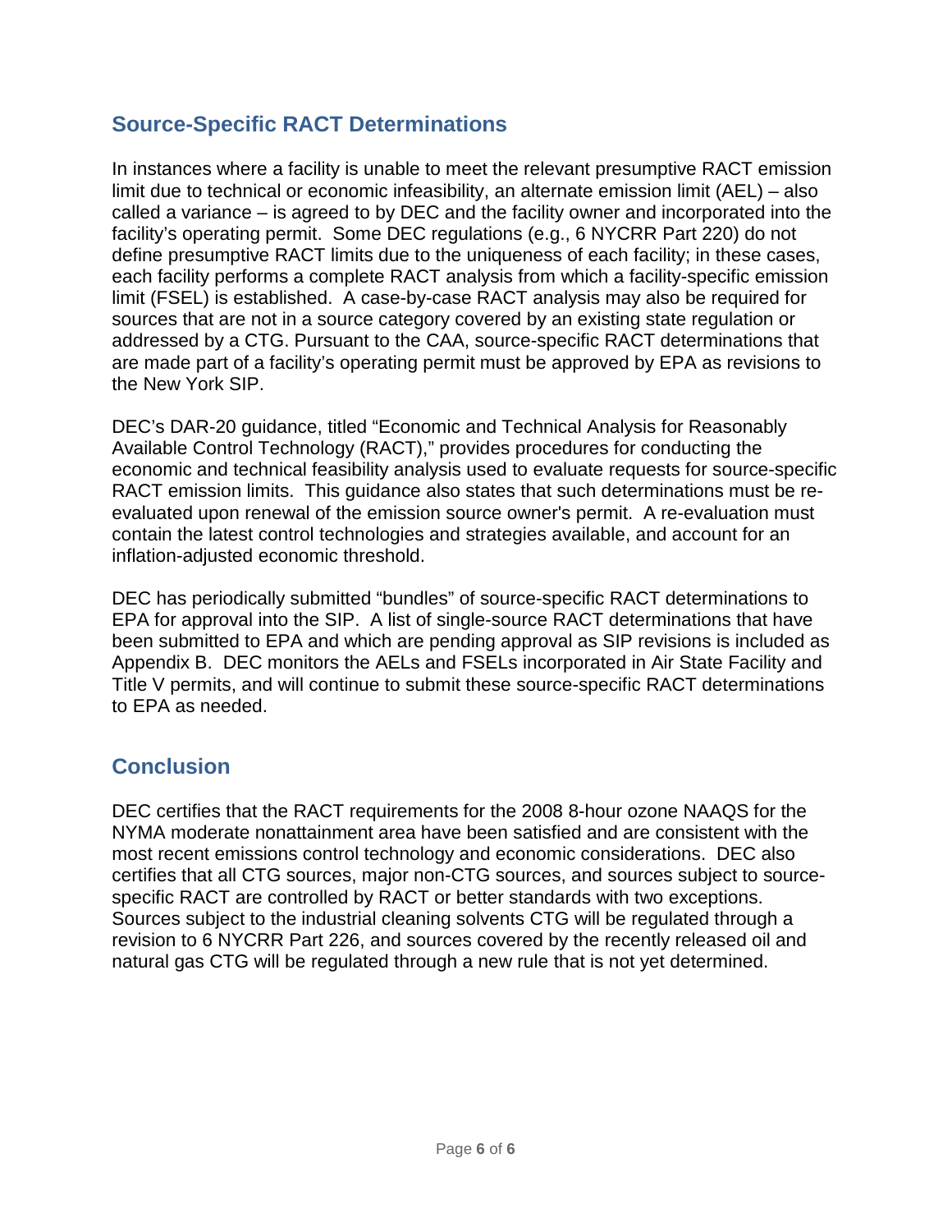## Source-Specific RACT Determinations

In instances where a facility is unable to meet the relevant presumptive RACT emission limit due to technical or economic infeasibility, an alternate emission limit (AEL) – also called a variance – is agreed to by DEC and the facility owner and incorporated into the facility's operating permit. Some DEC regulations (e.g., 6 NYCRR Part 220) do not define presumptive RACT limits due to the uniqueness of each facility; in these cases, each facility performs a complete RACT analysis from which a facility-specific emission limit (FSEL) is established. A case-by-case RACT analysis may also be required for sources that are not in a source category covered by an existing state regulation or addressed by a CTG. Pursuant to the CAA, source-specific RACT determinations that are made part of a facility's operating permit must be approved by EPA as revisions to the New York SIP.

DEC's DAR-20 guidance, titled "Economic and Technical Analysis for Reasonably Available Control Technology (RACT)," provides procedures for conducting the economic and technical feasibility analysis used to evaluate requests for source-specific RACT emission limits. This guidance also states that such determinations must be re-evaluated upon renewal of the emission source owner's permit. A re-evaluation must contain the latest control technologies and strategies available, and account for an inflation-adjusted economic threshold.

DEC has periodically submitted "bundles" of source-specific RACT determinations to EPA for approval into the SIP. A list of single-source RACT determinations that have been submitted to EPA and which are pending approval as SIP revisions is included as Appendix B. DEC monitors the AELs and FSELs incorporated in Air State Facility and Title V permits, and will continue to submit these source-specific RACT determinations to EPA as needed.

## Conclusion

DEC certifies that the RACT requirements for the 2008 8-hour ozone NAAQS for the NYMA moderate nonattainment area have been satisfied and are consistent with the most recent emissions control technology and economic considerations. DEC also certifies that all CTG sources, major non-CTG sources, and sources subject to source-specific RACT are controlled by RACT or better standards with two exceptions. Sources subject to the industrial cleaning solvents CTG will be regulated through a revision to 6 NYCRR Part 226, and sources covered by the recently released oil and natural gas CTG will be regulated through a new rule that is not yet determined.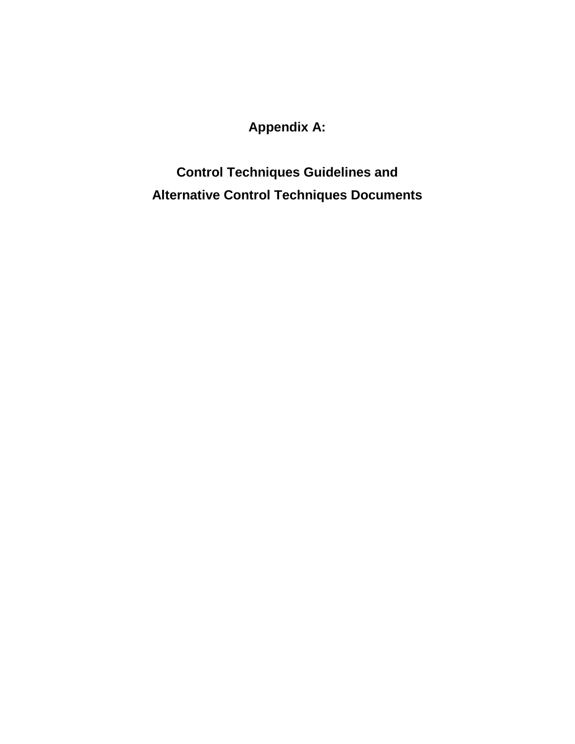# Appendix A:

# Control Techniques Guidelines and Alternative Control Techniques Documents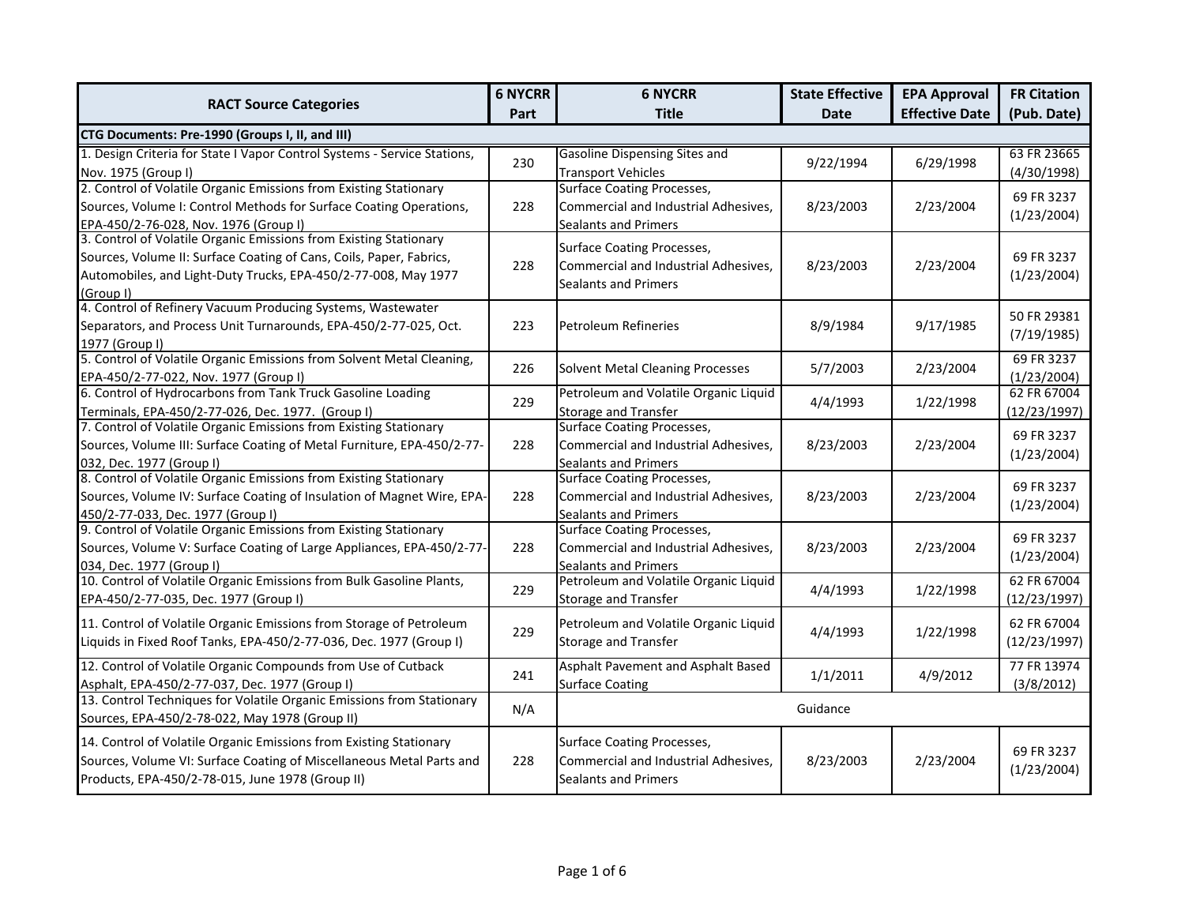| RACT Source Categories | 6 NYCRR Part | 6 NYCRR Title | State Effective Date | EPA Approval Effective Date | FR Citation (Pub. Date) |
|---|---|---|---|---|---|
| **CTG Documents: Pre-1990 (Groups I, II, and III)** | | | | | |
| 1. Design Criteria for State I Vapor Control Systems - Service Stations, Nov. 1975 (Group I) | 230 | Gasoline Dispensing Sites and Transport Vehicles | 9/22/1994 | 6/29/1998 | 63 FR 23665 (4/30/1998) |
| 2. Control of Volatile Organic Emissions from Existing Stationary Sources, Volume I: Control Methods for Surface Coating Operations, EPA-450/2-76-028, Nov. 1976 (Group I) | 228 | Surface Coating Processes, Commercial and Industrial Adhesives, Sealants and Primers | 8/23/2003 | 2/23/2004 | 69 FR 3237 (1/23/2004) |
| 3. Control of Volatile Organic Emissions from Existing Stationary Sources, Volume II: Surface Coating of Cans, Coils, Paper, Fabrics, Automobiles, and Light-Duty Trucks, EPA-450/2-77-008, May 1977 (Group I) | 228 | Surface Coating Processes, Commercial and Industrial Adhesives, Sealants and Primers | 8/23/2003 | 2/23/2004 | 69 FR 3237 (1/23/2004) |
| 4. Control of Refinery Vacuum Producing Systems, Wastewater Separators, and Process Unit Turnarounds, EPA-450/2-77-025, Oct. 1977 (Group I) | 223 | Petroleum Refineries | 8/9/1984 | 9/17/1985 | 50 FR 29381 (7/19/1985) |
| 5. Control of Volatile Organic Emissions from Solvent Metal Cleaning, EPA-450/2-77-022, Nov. 1977 (Group I) | 226 | Solvent Metal Cleaning Processes | 5/7/2003 | 2/23/2004 | 69 FR 3237 (1/23/2004) |
| 6. Control of Hydrocarbons from Tank Truck Gasoline Loading Terminals, EPA-450/2-77-026, Dec. 1977. (Group I) | 229 | Petroleum and Volatile Organic Liquid Storage and Transfer | 4/4/1993 | 1/22/1998 | 62 FR 67004 (12/23/1997) |
| 7. Control of Volatile Organic Emissions from Existing Stationary Sources, Volume III: Surface Coating of Metal Furniture, EPA-450/2-77-032, Dec. 1977 (Group I) | 228 | Surface Coating Processes, Commercial and Industrial Adhesives, Sealants and Primers | 8/23/2003 | 2/23/2004 | 69 FR 3237 (1/23/2004) |
| 8. Control of Volatile Organic Emissions from Existing Stationary Sources, Volume IV: Surface Coating of Insulation of Magnet Wire, EPA-450/2-77-033, Dec. 1977 (Group I) | 228 | Surface Coating Processes, Commercial and Industrial Adhesives, Sealants and Primers | 8/23/2003 | 2/23/2004 | 69 FR 3237 (1/23/2004) |
| 9. Control of Volatile Organic Emissions from Existing Stationary Sources, Volume V: Surface Coating of Large Appliances, EPA-450/2-77-034, Dec. 1977 (Group I) | 228 | Surface Coating Processes, Commercial and Industrial Adhesives, Sealants and Primers | 8/23/2003 | 2/23/2004 | 69 FR 3237 (1/23/2004) |
| 10. Control of Volatile Organic Emissions from Bulk Gasoline Plants, EPA-450/2-77-035, Dec. 1977 (Group I) | 229 | Petroleum and Volatile Organic Liquid Storage and Transfer | 4/4/1993 | 1/22/1998 | 62 FR 67004 (12/23/1997) |
| 11. Control of Volatile Organic Emissions from Storage of Petroleum Liquids in Fixed Roof Tanks, EPA-450/2-77-036, Dec. 1977 (Group I) | 229 | Petroleum and Volatile Organic Liquid Storage and Transfer | 4/4/1993 | 1/22/1998 | 62 FR 67004 (12/23/1997) |
| 12. Control of Volatile Organic Compounds from Use of Cutback Asphalt, EPA-450/2-77-037, Dec. 1977 (Group I) | 241 | Asphalt Pavement and Asphalt Based Surface Coating | 1/1/2011 | 4/9/2012 | 77 FR 13974 (3/8/2012) |
| 13. Control Techniques for Volatile Organic Emissions from Stationary Sources, EPA-450/2-78-022, May 1978 (Group II) | N/A | Guidance | | | |
| 14. Control of Volatile Organic Emissions from Existing Stationary Sources, Volume VI: Surface Coating of Miscellaneous Metal Parts and Products, EPA-450/2-78-015, June 1978 (Group II) | 228 | Surface Coating Processes, Commercial and Industrial Adhesives, Sealants and Primers | 8/23/2003 | 2/23/2004 | 69 FR 3237 (1/23/2004) |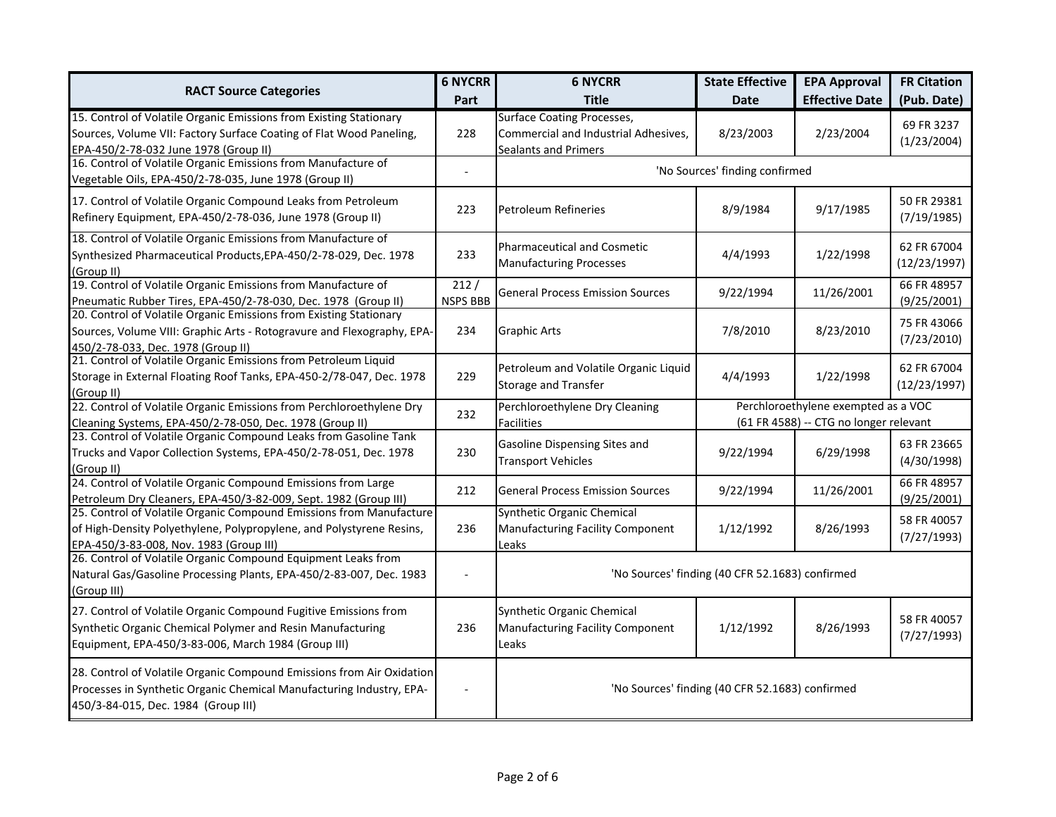| RACT Source Categories | 6 NYCRR Part | 6 NYCRR Title | State Effective Date | EPA Approval Effective Date | FR Citation (Pub. Date) |
|---|---|---|---|---|---|
| 15. Control of Volatile Organic Emissions from Existing Stationary Sources, Volume VII: Factory Surface Coating of Flat Wood Paneling, EPA-450/2-78-032 June 1978 (Group II) | 228 | Surface Coating Processes, Commercial and Industrial Adhesives, Sealants and Primers | 8/23/2003 | 2/23/2004 | 69 FR 3237 (1/23/2004) |
| 16. Control of Volatile Organic Emissions from Manufacture of Vegetable Oils, EPA-450/2-78-035, June 1978 (Group II) | - | 'No Sources' finding confirmed | | | |
| 17. Control of Volatile Organic Compound Leaks from Petroleum Refinery Equipment, EPA-450/2-78-036, June 1978 (Group II) | 223 | Petroleum Refineries | 8/9/1984 | 9/17/1985 | 50 FR 29381 (7/19/1985) |
| 18. Control of Volatile Organic Emissions from Manufacture of Synthesized Pharmaceutical Products,EPA-450/2-78-029, Dec. 1978 (Group II) | 233 | Pharmaceutical and Cosmetic Manufacturing Processes | 4/4/1993 | 1/22/1998 | 62 FR 67004 (12/23/1997) |
| 19. Control of Volatile Organic Emissions from Manufacture of Pneumatic Rubber Tires, EPA-450/2-78-030, Dec. 1978 (Group II) | 212 / NSPS BBB | General Process Emission Sources | 9/22/1994 | 11/26/2001 | 66 FR 48957 (9/25/2001) |
| 20. Control of Volatile Organic Emissions from Existing Stationary Sources, Volume VIII: Graphic Arts - Rotogravure and Flexography, EPA-450/2-78-033, Dec. 1978 (Group II) | 234 | Graphic Arts | 7/8/2010 | 8/23/2010 | 75 FR 43066 (7/23/2010) |
| 21. Control of Volatile Organic Emissions from Petroleum Liquid Storage in External Floating Roof Tanks, EPA-450-2/78-047, Dec. 1978 (Group II) | 229 | Petroleum and Volatile Organic Liquid Storage and Transfer | 4/4/1993 | 1/22/1998 | 62 FR 67004 (12/23/1997) |
| 22. Control of Volatile Organic Emissions from Perchloroethylene Dry Cleaning Systems, EPA-450/2-78-050, Dec. 1978 (Group II) | 232 | Perchloroethylene Dry Cleaning Facilities | Perchloroethylene exempted as a VOC (61 FR 4588) -- CTG no longer relevant | | |
| 23. Control of Volatile Organic Compound Leaks from Gasoline Tank Trucks and Vapor Collection Systems, EPA-450/2-78-051, Dec. 1978 (Group II) | 230 | Gasoline Dispensing Sites and Transport Vehicles | 9/22/1994 | 6/29/1998 | 63 FR 23665 (4/30/1998) |
| 24. Control of Volatile Organic Compound Emissions from Large Petroleum Dry Cleaners, EPA-450/3-82-009, Sept. 1982 (Group III) | 212 | General Process Emission Sources | 9/22/1994 | 11/26/2001 | 66 FR 48957 (9/25/2001) |
| 25. Control of Volatile Organic Compound Emissions from Manufacture of High-Density Polyethylene, Polypropylene, and Polystyrene Resins, EPA-450/3-83-008, Nov. 1983 (Group III) | 236 | Synthetic Organic Chemical Manufacturing Facility Component Leaks | 1/12/1992 | 8/26/1993 | 58 FR 40057 (7/27/1993) |
| 26. Control of Volatile Organic Compound Equipment Leaks from Natural Gas/Gasoline Processing Plants, EPA-450/2-83-007, Dec. 1983 (Group III) | - | 'No Sources' finding (40 CFR 52.1683) confirmed | | | |
| 27. Control of Volatile Organic Compound Fugitive Emissions from Synthetic Organic Chemical Polymer and Resin Manufacturing Equipment, EPA-450/3-83-006, March 1984 (Group III) | 236 | Synthetic Organic Chemical Manufacturing Facility Component Leaks | 1/12/1992 | 8/26/1993 | 58 FR 40057 (7/27/1993) |
| 28. Control of Volatile Organic Compound Emissions from Air Oxidation Processes in Synthetic Organic Chemical Manufacturing Industry, EPA-450/3-84-015, Dec. 1984 (Group III) | - | 'No Sources' finding (40 CFR 52.1683) confirmed | | | |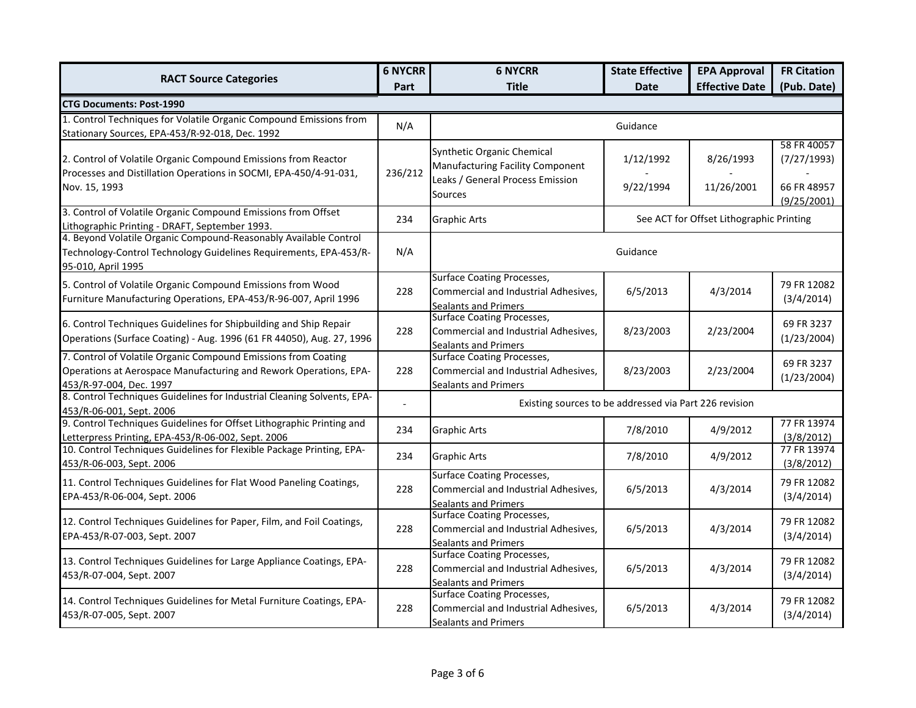| RACT Source Categories | 6 NYCRR Part | 6 NYCRR Title | State Effective Date | EPA Approval Effective Date | FR Citation (Pub. Date) |
|---|---|---|---|---|---|
| **CTG Documents: Post-1990** | | | | | |
| 1. Control Techniques for Volatile Organic Compound Emissions from Stationary Sources, EPA-453/R-92-018, Dec. 1992 | N/A | Guidance | | | |
| 2. Control of Volatile Organic Compound Emissions from Reactor Processes and Distillation Operations in SOCMI, EPA-450/4-91-031, Nov. 15, 1993 | 236/212 | Synthetic Organic Chemical Manufacturing Facility Component Leaks / General Process Emission Sources | 1/12/1992 - 9/22/1994 | 8/26/1993 - 11/26/2001 | 58 FR 40057 (7/27/1993) - 66 FR 48957 (9/25/2001) |
| 3. Control of Volatile Organic Compound Emissions from Offset Lithographic Printing - DRAFT, September 1993. | 234 | Graphic Arts | See ACT for Offset Lithographic Printing | | |
| 4. Beyond Volatile Organic Compound-Reasonably Available Control Technology-Control Technology Guidelines Requirements, EPA-453/R-95-010, April 1995 | N/A | Guidance | | | |
| 5. Control of Volatile Organic Compound Emissions from Wood Furniture Manufacturing Operations, EPA-453/R-96-007, April 1996 | 228 | Surface Coating Processes, Commercial and Industrial Adhesives, Sealants and Primers | 6/5/2013 | 4/3/2014 | 79 FR 12082 (3/4/2014) |
| 6. Control Techniques Guidelines for Shipbuilding and Ship Repair Operations (Surface Coating) - Aug. 1996 (61 FR 44050), Aug. 27, 1996 | 228 | Surface Coating Processes, Commercial and Industrial Adhesives, Sealants and Primers | 8/23/2003 | 2/23/2004 | 69 FR 3237 (1/23/2004) |
| 7. Control of Volatile Organic Compound Emissions from Coating Operations at Aerospace Manufacturing and Rework Operations, EPA-453/R-97-004, Dec. 1997 | 228 | Surface Coating Processes, Commercial and Industrial Adhesives, Sealants and Primers | 8/23/2003 | 2/23/2004 | 69 FR 3237 (1/23/2004) |
| 8. Control Techniques Guidelines for Industrial Cleaning Solvents, EPA-453/R-06-001, Sept. 2006 | - | Existing sources to be addressed via Part 226 revision | | | |
| 9. Control Techniques Guidelines for Offset Lithographic Printing and Letterpress Printing, EPA-453/R-06-002, Sept. 2006 | 234 | Graphic Arts | 7/8/2010 | 4/9/2012 | 77 FR 13974 (3/8/2012) |
| 10. Control Techniques Guidelines for Flexible Package Printing, EPA-453/R-06-003, Sept. 2006 | 234 | Graphic Arts | 7/8/2010 | 4/9/2012 | 77 FR 13974 (3/8/2012) |
| 11. Control Techniques Guidelines for Flat Wood Paneling Coatings, EPA-453/R-06-004, Sept. 2006 | 228 | Surface Coating Processes, Commercial and Industrial Adhesives, Sealants and Primers | 6/5/2013 | 4/3/2014 | 79 FR 12082 (3/4/2014) |
| 12. Control Techniques Guidelines for Paper, Film, and Foil Coatings, EPA-453/R-07-003, Sept. 2007 | 228 | Surface Coating Processes, Commercial and Industrial Adhesives, Sealants and Primers | 6/5/2013 | 4/3/2014 | 79 FR 12082 (3/4/2014) |
| 13. Control Techniques Guidelines for Large Appliance Coatings, EPA-453/R-07-004, Sept. 2007 | 228 | Surface Coating Processes, Commercial and Industrial Adhesives, Sealants and Primers | 6/5/2013 | 4/3/2014 | 79 FR 12082 (3/4/2014) |
| 14. Control Techniques Guidelines for Metal Furniture Coatings, EPA-453/R-07-005, Sept. 2007 | 228 | Surface Coating Processes, Commercial and Industrial Adhesives, Sealants and Primers | 6/5/2013 | 4/3/2014 | 79 FR 12082 (3/4/2014) |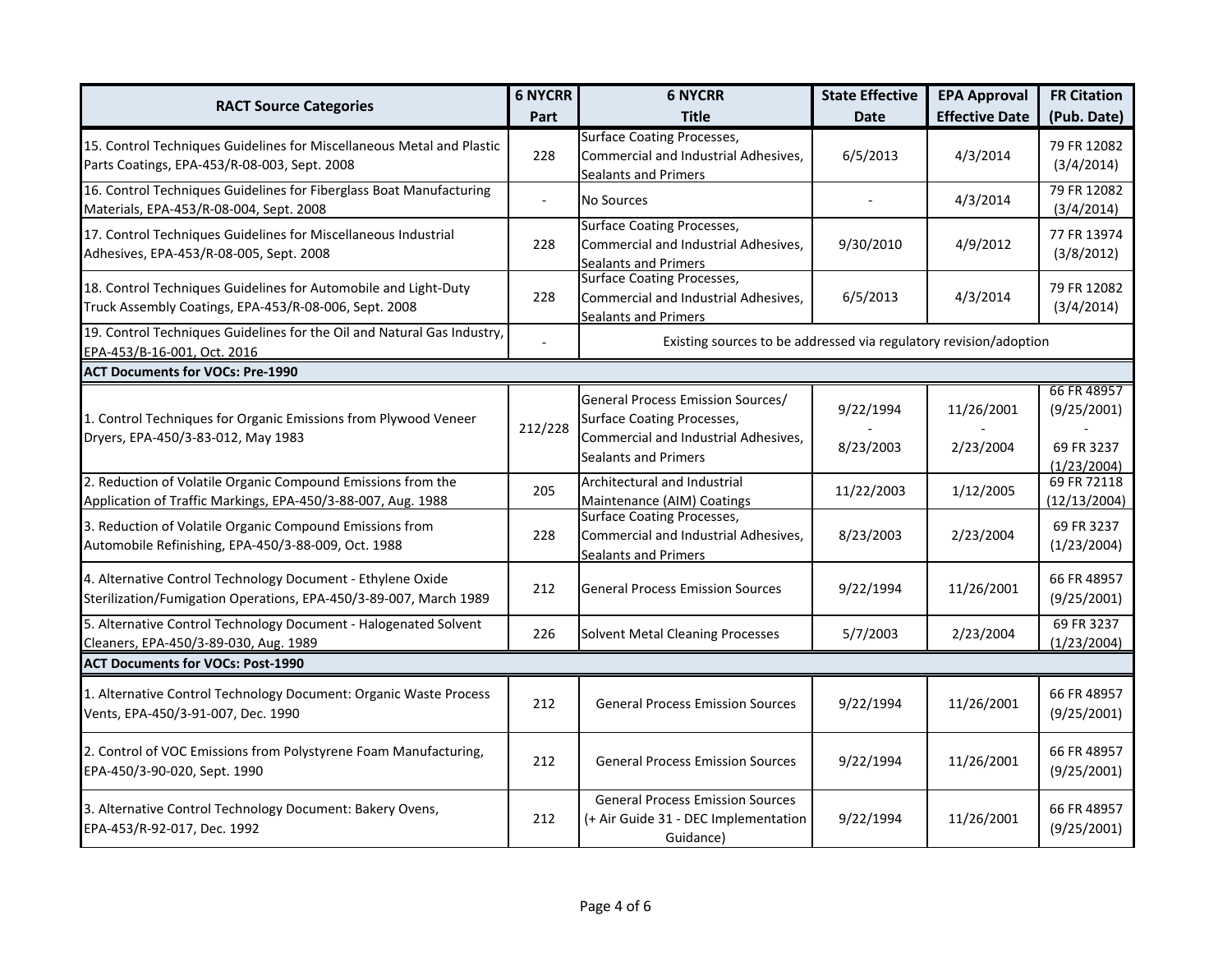| RACT Source Categories | 6 NYCRR Part | 6 NYCRR Title | State Effective Date | EPA Approval Effective Date | FR Citation (Pub. Date) |
|---|---|---|---|---|---|
| 15. Control Techniques Guidelines for Miscellaneous Metal and Plastic Parts Coatings, EPA-453/R-08-003, Sept. 2008 | 228 | Surface Coating Processes, Commercial and Industrial Adhesives, Sealants and Primers | 6/5/2013 | 4/3/2014 | 79 FR 12082 (3/4/2014) |
| 16. Control Techniques Guidelines for Fiberglass Boat Manufacturing Materials, EPA-453/R-08-004, Sept. 2008 | - | No Sources | - | 4/3/2014 | 79 FR 12082 (3/4/2014) |
| 17. Control Techniques Guidelines for Miscellaneous Industrial Adhesives, EPA-453/R-08-005, Sept. 2008 | 228 | Surface Coating Processes, Commercial and Industrial Adhesives, Sealants and Primers | 9/30/2010 | 4/9/2012 | 77 FR 13974 (3/8/2012) |
| 18. Control Techniques Guidelines for Automobile and Light-Duty Truck Assembly Coatings, EPA-453/R-08-006, Sept. 2008 | 228 | Surface Coating Processes, Commercial and Industrial Adhesives, Sealants and Primers | 6/5/2013 | 4/3/2014 | 79 FR 12082 (3/4/2014) |
| 19. Control Techniques Guidelines for the Oil and Natural Gas Industry, EPA-453/B-16-001, Oct. 2016 | - | Existing sources to be addressed via regulatory revision/adoption | | | |
| **ACT Documents for VOCs: Pre-1990** | | | | | |
| 1. Control Techniques for Organic Emissions from Plywood Veneer Dryers, EPA-450/3-83-012, May 1983 | 212/228 | General Process Emission Sources/ Surface Coating Processes, Commercial and Industrial Adhesives, Sealants and Primers | 9/22/1994 - 8/23/2003 | 11/26/2001 - 2/23/2004 | 66 FR 48957 (9/25/2001) - 69 FR 3237 (1/23/2004) |
| 2. Reduction of Volatile Organic Compound Emissions from the Application of Traffic Markings, EPA-450/3-88-007, Aug. 1988 | 205 | Architectural and Industrial Maintenance (AIM) Coatings | 11/22/2003 | 1/12/2005 | 69 FR 72118 (12/13/2004) |
| 3. Reduction of Volatile Organic Compound Emissions from Automobile Refinishing, EPA-450/3-88-009, Oct. 1988 | 228 | Surface Coating Processes, Commercial and Industrial Adhesives, Sealants and Primers | 8/23/2003 | 2/23/2004 | 69 FR 3237 (1/23/2004) |
| 4. Alternative Control Technology Document - Ethylene Oxide Sterilization/Fumigation Operations, EPA-450/3-89-007, March 1989 | 212 | General Process Emission Sources | 9/22/1994 | 11/26/2001 | 66 FR 48957 (9/25/2001) |
| 5. Alternative Control Technology Document - Halogenated Solvent Cleaners, EPA-450/3-89-030, Aug. 1989 | 226 | Solvent Metal Cleaning Processes | 5/7/2003 | 2/23/2004 | 69 FR 3237 (1/23/2004) |
| **ACT Documents for VOCs: Post-1990** | | | | | |
| 1. Alternative Control Technology Document: Organic Waste Process Vents, EPA-450/3-91-007, Dec. 1990 | 212 | General Process Emission Sources | 9/22/1994 | 11/26/2001 | 66 FR 48957 (9/25/2001) |
| 2. Control of VOC Emissions from Polystyrene Foam Manufacturing, EPA-450/3-90-020, Sept. 1990 | 212 | General Process Emission Sources | 9/22/1994 | 11/26/2001 | 66 FR 48957 (9/25/2001) |
| 3. Alternative Control Technology Document: Bakery Ovens, EPA-453/R-92-017, Dec. 1992 | 212 | General Process Emission Sources (+ Air Guide 31 - DEC Implementation Guidance) | 9/22/1994 | 11/26/2001 | 66 FR 48957 (9/25/2001) |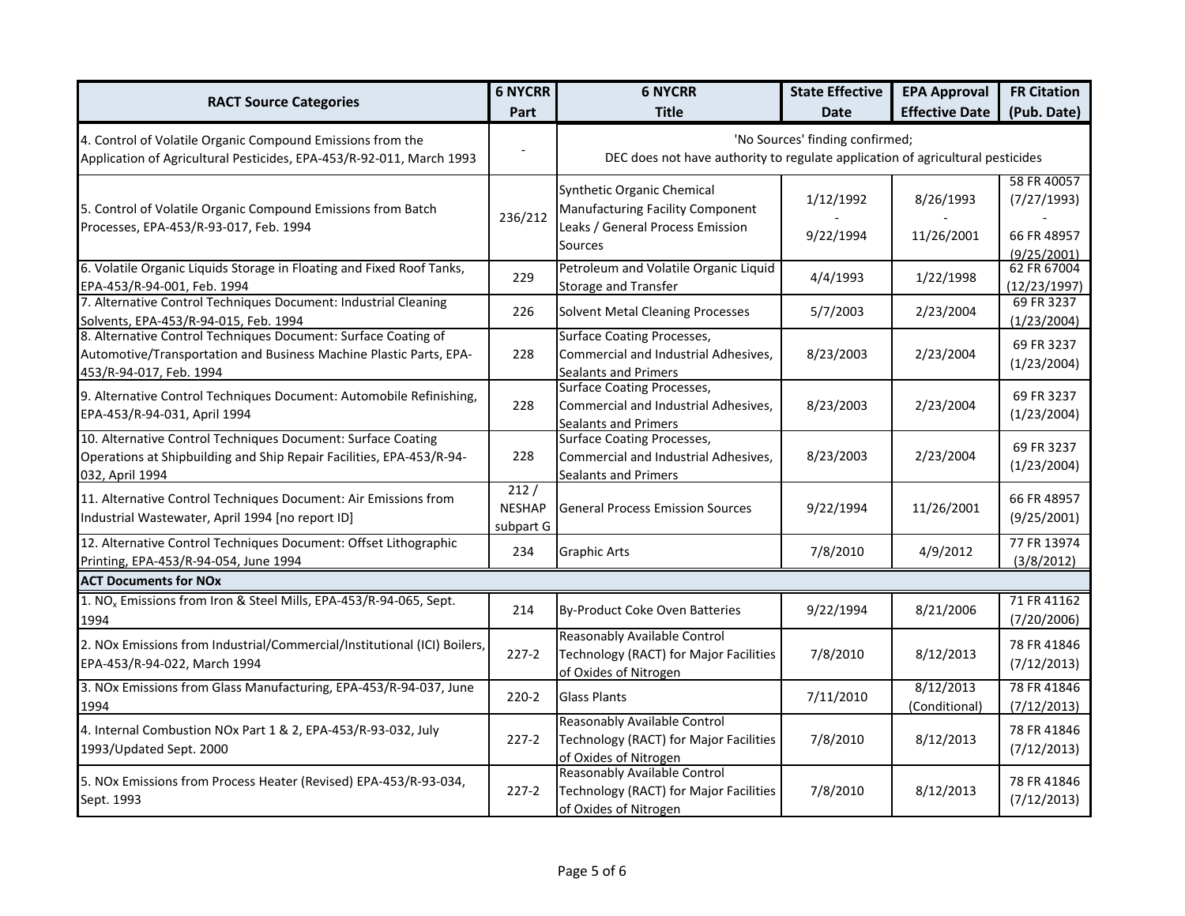| RACT Source Categories | 6 NYCRR Part | 6 NYCRR Title | State Effective Date | EPA Approval Effective Date | FR Citation (Pub. Date) |
|---|---|---|---|---|---|
| 4. Control of Volatile Organic Compound Emissions from the Application of Agricultural Pesticides, EPA-453/R-92-011, March 1993 | - | 'No Sources' finding confirmed; DEC does not have authority to regulate application of agricultural pesticides | | | |
| 5. Control of Volatile Organic Compound Emissions from Batch Processes, EPA-453/R-93-017, Feb. 1994 | 236/212 | Synthetic Organic Chemical Manufacturing Facility Component Leaks / General Process Emission Sources | 1/12/1992 - 9/22/1994 | 8/26/1993 - 11/26/2001 | 58 FR 40057 (7/27/1993) - 66 FR 48957 (9/25/2001) |
| 6. Volatile Organic Liquids Storage in Floating and Fixed Roof Tanks, EPA-453/R-94-001, Feb. 1994 | 229 | Petroleum and Volatile Organic Liquid Storage and Transfer | 4/4/1993 | 1/22/1998 | 62 FR 67004 (12/23/1997) |
| 7. Alternative Control Techniques Document: Industrial Cleaning Solvents, EPA-453/R-94-015, Feb. 1994 | 226 | Solvent Metal Cleaning Processes | 5/7/2003 | 2/23/2004 | 69 FR 3237 (1/23/2004) |
| 8. Alternative Control Techniques Document: Surface Coating of Automotive/Transportation and Business Machine Plastic Parts, EPA-453/R-94-017, Feb. 1994 | 228 | Surface Coating Processes, Commercial and Industrial Adhesives, Sealants and Primers | 8/23/2003 | 2/23/2004 | 69 FR 3237 (1/23/2004) |
| 9. Alternative Control Techniques Document: Automobile Refinishing, EPA-453/R-94-031, April 1994 | 228 | Surface Coating Processes, Commercial and Industrial Adhesives, Sealants and Primers | 8/23/2003 | 2/23/2004 | 69 FR 3237 (1/23/2004) |
| 10. Alternative Control Techniques Document: Surface Coating Operations at Shipbuilding and Ship Repair Facilities, EPA-453/R-94-032, April 1994 | 228 | Surface Coating Processes, Commercial and Industrial Adhesives, Sealants and Primers | 8/23/2003 | 2/23/2004 | 69 FR 3237 (1/23/2004) |
| 11. Alternative Control Techniques Document: Air Emissions from Industrial Wastewater, April 1994 [no report ID] | 212 / NESHAP subpart G | General Process Emission Sources | 9/22/1994 | 11/26/2001 | 66 FR 48957 (9/25/2001) |
| 12. Alternative Control Techniques Document: Offset Lithographic Printing, EPA-453/R-94-054, June 1994 | 234 | Graphic Arts | 7/8/2010 | 4/9/2012 | 77 FR 13974 (3/8/2012) |
| **ACT Documents for NOx** | | | | | |
| 1. $NO_x$ Emissions from Iron & Steel Mills, EPA-453/R-94-065, Sept. 1994 | 214 | By-Product Coke Oven Batteries | 9/22/1994 | 8/21/2006 | 71 FR 41162 (7/20/2006) |
| 2. NOx Emissions from Industrial/Commercial/Institutional (ICI) Boilers, EPA-453/R-94-022, March 1994 | 227-2 | Reasonably Available Control Technology (RACT) for Major Facilities of Oxides of Nitrogen | 7/8/2010 | 8/12/2013 | 78 FR 41846 (7/12/2013) |
| 3. NOx Emissions from Glass Manufacturing, EPA-453/R-94-037, June 1994 | 220-2 | Glass Plants | 7/11/2010 | 8/12/2013 (Conditional) | 78 FR 41846 (7/12/2013) |
| 4. Internal Combustion NOx Part 1 & 2, EPA-453/R-93-032, July 1993/Updated Sept. 2000 | 227-2 | Reasonably Available Control Technology (RACT) for Major Facilities of Oxides of Nitrogen | 7/8/2010 | 8/12/2013 | 78 FR 41846 (7/12/2013) |
| 5. NOx Emissions from Process Heater (Revised) EPA-453/R-93-034, Sept. 1993 | 227-2 | Reasonably Available Control Technology (RACT) for Major Facilities of Oxides of Nitrogen | 7/8/2010 | 8/12/2013 | 78 FR 41846 (7/12/2013) |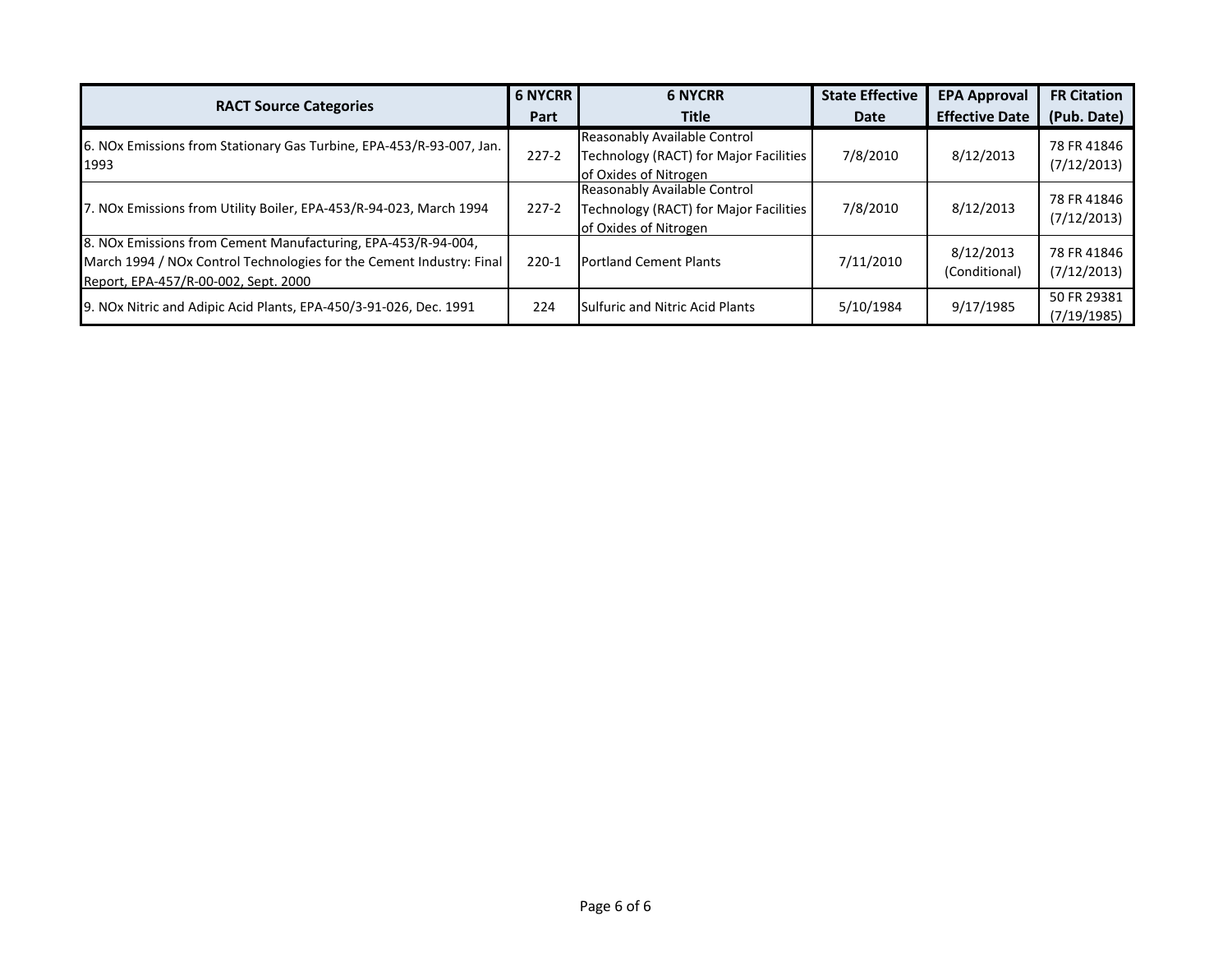| RACT Source Categories | 6 NYCRR Part | 6 NYCRR Title | State Effective Date | EPA Approval Effective Date | FR Citation (Pub. Date) |
| --- | --- | --- | --- | --- | --- |
| 6. NOx Emissions from Stationary Gas Turbine, EPA-453/R-93-007, Jan. 1993 | 227-2 | Reasonably Available Control Technology (RACT) for Major Facilities of Oxides of Nitrogen | 7/8/2010 | 8/12/2013 | 78 FR 41846 (7/12/2013) |
| 7. NOx Emissions from Utility Boiler, EPA-453/R-94-023, March 1994 | 227-2 | Reasonably Available Control Technology (RACT) for Major Facilities of Oxides of Nitrogen | 7/8/2010 | 8/12/2013 | 78 FR 41846 (7/12/2013) |
| 8. NOx Emissions from Cement Manufacturing, EPA-453/R-94-004, March 1994 / NOx Control Technologies for the Cement Industry: Final Report, EPA-457/R-00-002, Sept. 2000 | 220-1 | Portland Cement Plants | 7/11/2010 | 8/12/2013 (Conditional) | 78 FR 41846 (7/12/2013) |
| 9. NOx Nitric and Adipic Acid Plants, EPA-450/3-91-026, Dec. 1991 | 224 | Sulfuric and Nitric Acid Plants | 5/10/1984 | 9/17/1985 | 50 FR 29381 (7/19/1985) |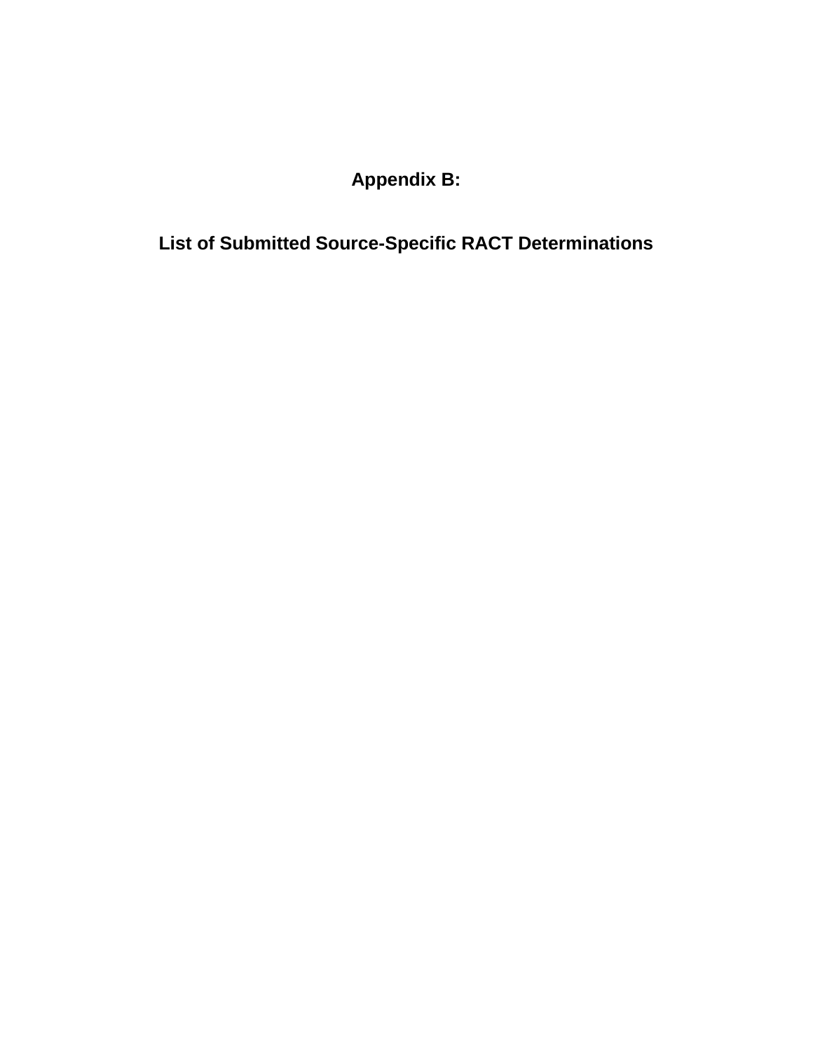# Appendix B:

# List of Submitted Source-Specific RACT Determinations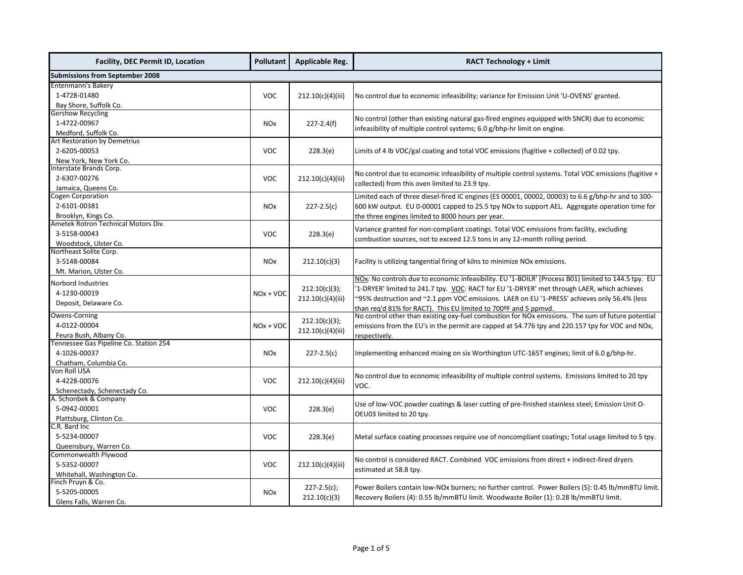| Facility, DEC Permit ID, Location | Pollutant | Applicable Reg. | RACT Technology + Limit |
|---|---|---|---|
| **Submissions from September 2008** | | | |
| Entenmann's Bakery<br>1-4728-01480<br>Bay Shore, Suffolk Co. | VOC | 212.10(c)(4)(iii) | No control due to economic infeasibility; variance for Emission Unit 'U-OVENS' granted. |
| Gershow Recycling<br>1-4722-00967<br>Medford, Suffolk Co. | NOx | 227-2.4(f) | No control (other than existing natural gas-fired engines equipped with SNCR) due to economic infeasibility of multiple control systems; 6.0 g/bhp-hr limit on engine. |
| Art Restoration by Demetrius<br>2-6205-00053<br>New York, New York Co. | VOC | 228.3(e) | Limits of 4 lb VOC/gal coating and total VOC emissions (fugitive + collected) of 0.02 tpy. |
| Interstate Brands Corp.<br>2-6307-00276<br>Jamaica, Queens Co. | VOC | 212.10(c)(4)(iii) | No control due to economic infeasibility of multiple control systems. Total VOC emissions (fugitive + collected) from this oven limited to 23.9 tpy. |
| Cogen Corporation<br>2-6101-00381<br>Brooklyn, Kings Co. | NOx | 227-2.5(c) | Limited each of three diesel-fired IC engines (ES 00001, 00002, 00003) to 6.6 g/bhp-hr and to 300-600 kW output. EU 0-00001 capped to 25.5 tpy NOx to support AEL. Aggregate operation time for the three engines limited to 8000 hours per year. |
| Ametek Rotron Technical Motors Div.<br>3-5158-00043<br>Woodstock, Ulster Co. | VOC | 228.3(e) | Variance granted for non-compliant coatings. Total VOC emissions from facility, excluding combustion sources, not to exceed 12.5 tons in any 12-month rolling period. |
| Northeast Solite Corp.<br>3-5148-00084<br>Mt. Marion, Ulster Co. | NOx | 212.10(c)(3) | Facility is utilizing tangential firing of kilns to minimize NOx emissions. |
| Norbord Industries<br>4-1230-00019<br>Deposit, Delaware Co. | NOx + VOC | 212.10(c)(3);<br>212.10(c)(4)(iii) | NOx: No controls due to economic infeasibility. EU '1-BOILR' (Process B01) limited to 144.5 tpy. EU '1-DRYER' limited to 241.7 tpy. VOC: RACT for EU '1-DRYER' met through LAER, which achieves ~95% destruction and ~2.1 ppm VOC emissions. LAER on EU '1-PRESS' achieves only 56.4% (less than req'd 81% for RACT). This EU limited to 700ºF and 5 ppmvd. |
| Owens-Corning<br>4-0122-00004<br>Feura Bush, Albany Co. | NOx + VOC | 212.10(c)(3);<br>212.10(c)(4)(iii) | No control other than existing oxy-fuel combustion for NOx emissions. The sum of future potential emissions from the EU's in the permit are capped at 54.776 tpy and 220.157 tpy for VOC and NOx, respectively. |
| Tennessee Gas Pipeline Co. Station 254<br>4-1026-00037<br>Chatham, Columbia Co. | NOx | 227-2.5(c) | Implementing enhanced mixing on six Worthington UTC-165T engines; limit of 6.0 g/bhp-hr. |
| Von Roll USA<br>4-4228-00076<br>Schenectady, Schenectady Co. | VOC | 212.10(c)(4)(iii) | No control due to economic infeasibility of multiple control systems. Emissions limited to 20 tpy VOC. |
| A. Schonbek & Company<br>5-0942-00001<br>Plattsburg, Clinton Co. | VOC | 228.3(e) | Use of low-VOC powder coatings & laser cutting of pre-finished stainless steel; Emission Unit O-OEU03 limited to 20 tpy. |
| C.R. Bard Inc<br>5-5234-00007<br>Queensbury, Warren Co. | VOC | 228.3(e) | Metal surface coating processes require use of noncompliant coatings; Total usage limited to 5 tpy. |
| Commonwealth Plywood<br>5-5352-00007<br>Whitehall, Washington Co. | VOC | 212.10(c)(4)(iii) | No control is considered RACT. Combined VOC emissions from direct + indirect-fired dryers estimated at 58.8 tpy. |
| Finch Pruyn & Co.<br>5-5205-00005<br>Glens Falls, Warren Co. | NOx | 227-2.5(c);<br>212.10(c)(3) | Power Boilers contain low-NOx burners; no further control. Power Boilers (5): 0.45 lb/mmBTU limit. Recovery Boilers (4): 0.55 lb/mmBTU limit. Woodwaste Boiler (1): 0.28 lb/mmBTU limit. |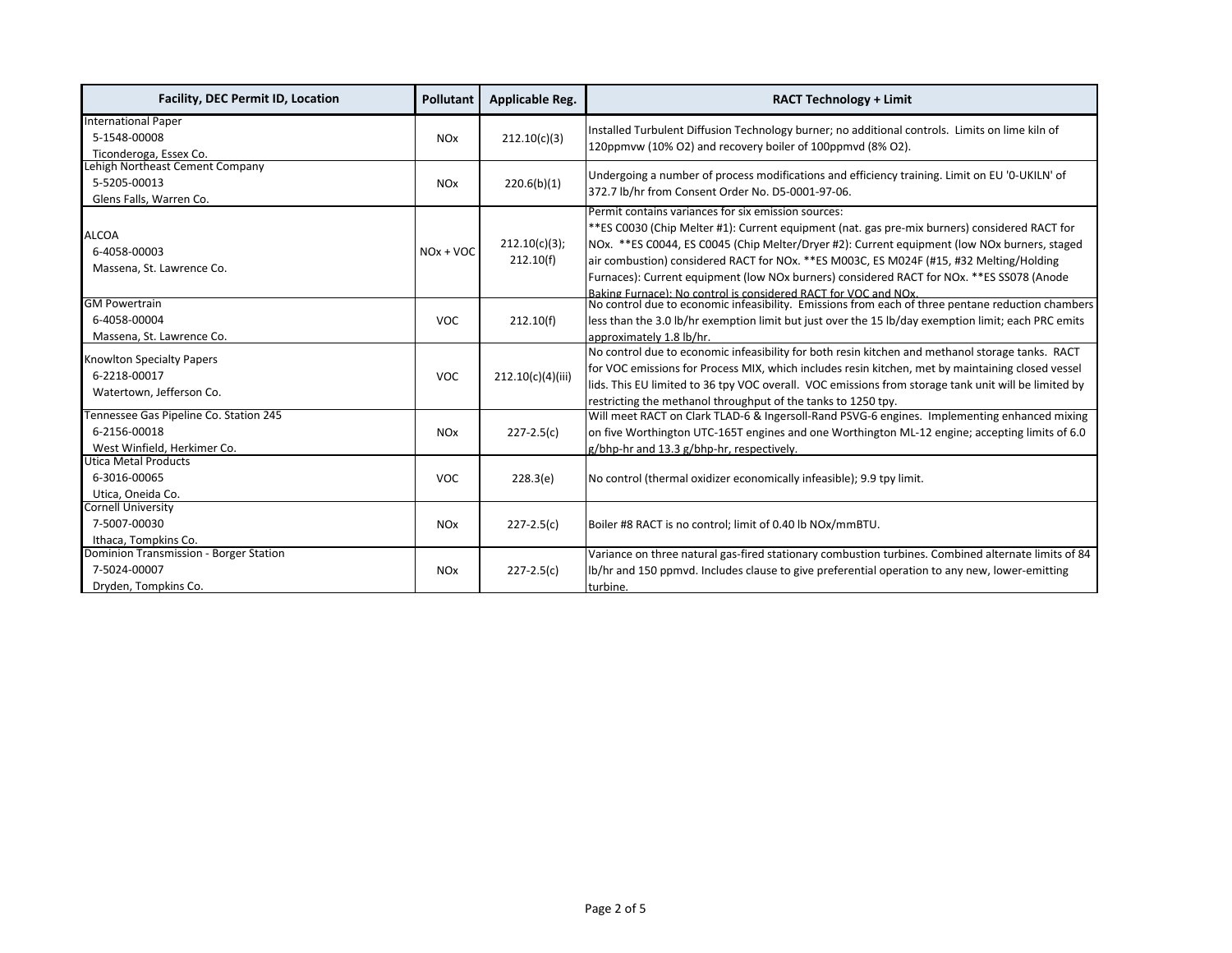| Facility, DEC Permit ID, Location | Pollutant | Applicable Reg. | RACT Technology + Limit |
|---|---|---|---|
| International Paper<br>5-1548-00008<br>Ticonderoga, Essex Co. | NOx | 212.10(c)(3) | Installed Turbulent Diffusion Technology burner; no additional controls. Limits on lime kiln of 120ppmvw (10% O2) and recovery boiler of 100ppmvd (8% O2). |
| Lehigh Northeast Cement Company<br>5-5205-00013<br>Glens Falls, Warren Co. | NOx | 220.6(b)(1) | Undergoing a number of process modifications and efficiency training. Limit on EU '0-UKILN' of 372.7 lb/hr from Consent Order No. D5-0001-97-06. |
| ALCOA<br>6-4058-00003<br>Massena, St. Lawrence Co. | NOx + VOC | 212.10(c)(3); 212.10(f) | Permit contains variances for six emission sources:<br>**ES C0030 (Chip Melter #1): Current equipment (nat. gas pre-mix burners) considered RACT for NOx. **ES C0044, ES C0045 (Chip Melter/Dryer #2): Current equipment (low NOx burners, staged air combustion) considered RACT for NOx. **ES M003C, ES M024F (#15, #32 Melting/Holding Furnaces): Current equipment (low NOx burners) considered RACT for NOx. **ES SS078 (Anode Baking Furnace): No control is considered RACT for VOC and NOx. |
| GM Powertrain<br>6-4058-00004<br>Massena, St. Lawrence Co. | VOC | 212.10(f) | No control due to economic infeasibility. Emissions from each of three pentane reduction chambers less than the 3.0 lb/hr exemption limit but just over the 15 lb/day exemption limit; each PRC emits approximately 1.8 lb/hr. |
| Knowlton Specialty Papers<br>6-2218-00017<br>Watertown, Jefferson Co. | VOC | 212.10(c)(4)(iii) | No control due to economic infeasibility for both resin kitchen and methanol storage tanks. RACT for VOC emissions for Process MIX, which includes resin kitchen, met by maintaining closed vessel lids. This EU limited to 36 tpy VOC overall. VOC emissions from storage tank unit will be limited by restricting the methanol throughput of the tanks to 1250 tpy. |
| Tennessee Gas Pipeline Co. Station 245<br>6-2156-00018<br>West Winfield, Herkimer Co. | NOx | 227-2.5(c) | Will meet RACT on Clark TLAD-6 & Ingersoll-Rand PSVG-6 engines. Implementing enhanced mixing on five Worthington UTC-165T engines and one Worthington ML-12 engine; accepting limits of 6.0 g/bhp-hr and 13.3 g/bhp-hr, respectively. |
| Utica Metal Products<br>6-3016-00065<br>Utica, Oneida Co. | VOC | 228.3(e) | No control (thermal oxidizer economically infeasible); 9.9 tpy limit. |
| Cornell University<br>7-5007-00030<br>Ithaca, Tompkins Co. | NOx | 227-2.5(c) | Boiler #8 RACT is no control; limit of 0.40 lb NOx/mmBTU. |
| Dominion Transmission - Borger Station<br>7-5024-00007<br>Dryden, Tompkins Co. | NOx | 227-2.5(c) | Variance on three natural gas-fired stationary combustion turbines. Combined alternate limits of 84 lb/hr and 150 ppmvd. Includes clause to give preferential operation to any new, lower-emitting turbine. |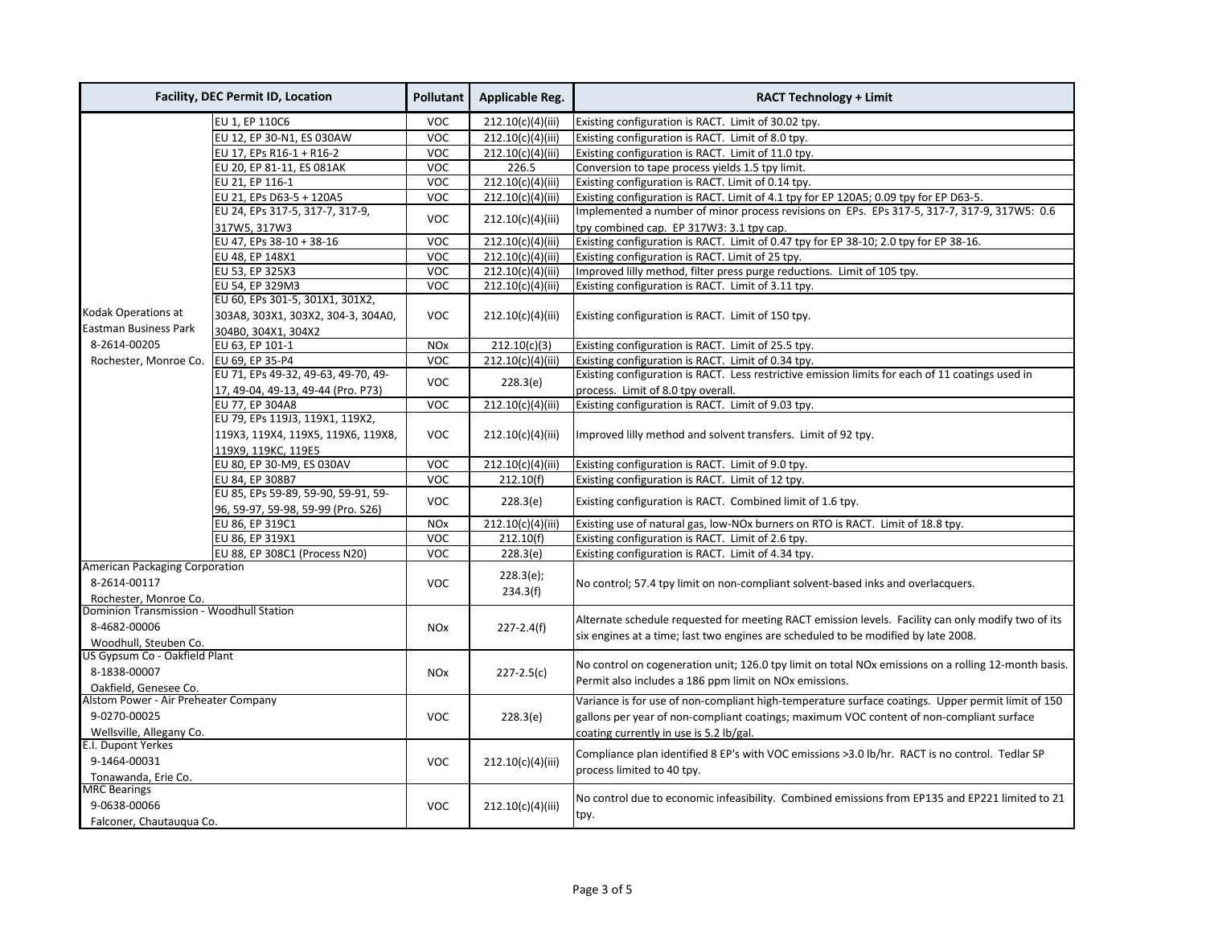| Facility, DEC Permit ID, Location | | Pollutant | Applicable Reg. | RACT Technology + Limit |
|---|---|---|---|---|
| Kodak Operations at Eastman Business Park 8-2614-00205 Rochester, Monroe Co. | EU 1, EP 110C6 | VOC | 212.10(c)(4)(iii) | Existing configuration is RACT. Limit of 30.02 tpy. |
| | EU 12, EP 30-N1, ES 030AW | VOC | 212.10(c)(4)(iii) | Existing configuration is RACT. Limit of 8.0 tpy. |
| | EU 17, EPs R16-1 + R16-2 | VOC | 212.10(c)(4)(iii) | Existing configuration is RACT. Limit of 11.0 tpy. |
| | EU 20, EP 81-11, ES 081AK | VOC | 226.5 | Conversion to tape process yields 1.5 tpy limit. |
| | EU 21, EP 116-1 | VOC | 212.10(c)(4)(iii) | Existing configuration is RACT. Limit of 0.14 tpy. |
| | EU 21, EPs D63-5 + 120A5 | VOC | 212.10(c)(4)(iii) | Existing configuration is RACT. Limit of 4.1 tpy for EP 120A5; 0.09 tpy for EP D63-5. |
| | EU 24, EPs 317-5, 317-7, 317-9, 317W5, 317W3 | VOC | 212.10(c)(4)(iii) | Implemented a number of minor process revisions on EPs. EPs 317-5, 317-7, 317-9, 317W5: 0.6 tpy combined cap. EP 317W3: 3.1 tpy cap. |
| | EU 47, EPs 38-10 + 38-16 | VOC | 212.10(c)(4)(iii) | Existing configuration is RACT. Limit of 0.47 tpy for EP 38-10; 2.0 tpy for EP 38-16. |
| | EU 48, EP 148X1 | VOC | 212.10(c)(4)(iii) | Existing configuration is RACT. Limit of 25 tpy. |
| | EU 53, EP 325X3 | VOC | 212.10(c)(4)(iii) | Improved lilly method, filter press purge reductions. Limit of 105 tpy. |
| | EU 54, EP 329M3 | VOC | 212.10(c)(4)(iii) | Existing configuration is RACT. Limit of 3.11 tpy. |
| | EU 60, EPs 301-5, 301X1, 301X2, 303A8, 303X1, 303X2, 304-3, 304A0, 304B0, 304X1, 304X2 | VOC | 212.10(c)(4)(iii) | Existing configuration is RACT. Limit of 150 tpy. |
| | EU 63, EP 101-1 | NOx | 212.10(c)(3) | Existing configuration is RACT. Limit of 25.5 tpy. |
| | EU 69, EP 35-P4 | VOC | 212.10(c)(4)(iii) | Existing configuration is RACT. Limit of 0.34 tpy. |
| | EU 71, EPs 49-32, 49-63, 49-70, 49-17, 49-04, 49-13, 49-44 (Pro. P73) | VOC | 228.3(e) | Existing configuration is RACT. Less restrictive emission limits for each of 11 coatings used in process. Limit of 8.0 tpy overall. |
| | EU 77, EP 304A8 | VOC | 212.10(c)(4)(iii) | Existing configuration is RACT. Limit of 9.03 tpy. |
| | EU 79, EPs 119J3, 119X1, 119X2, 119X3, 119X4, 119X5, 119X6, 119X8, 119X9, 119KC, 119E5 | VOC | 212.10(c)(4)(iii) | Improved lilly method and solvent transfers. Limit of 92 tpy. |
| | EU 80, EP 30-M9, ES 030AV | VOC | 212.10(c)(4)(iii) | Existing configuration is RACT. Limit of 9.0 tpy. |
| | EU 84, EP 308B7 | VOC | 212.10(f) | Existing configuration is RACT. Limit of 12 tpy. |
| | EU 85, EPs 59-89, 59-90, 59-91, 59-96, 59-97, 59-98, 59-99 (Pro. S26) | VOC | 228.3(e) | Existing configuration is RACT. Combined limit of 1.6 tpy. |
| | EU 86, EP 319C1 | NOx | 212.10(c)(4)(iii) | Existing use of natural gas, low-NOx burners on RTO is RACT. Limit of 18.8 tpy. |
| | EU 86, EP 319X1 | VOC | 212.10(f) | Existing configuration is RACT. Limit of 2.6 tpy. |
| | EU 88, EP 308C1 (Process N20) | VOC | 228.3(e) | Existing configuration is RACT. Limit of 4.34 tpy. |
| American Packaging Corporation 8-2614-00117 Rochester, Monroe Co. | | VOC | 228.3(e); 234.3(f) | No control; 57.4 tpy limit on non-compliant solvent-based inks and overlacquers. |
| Dominion Transmission - Woodhull Station 8-4682-00006 Woodhull, Steuben Co. | | NOx | 227-2.4(f) | Alternate schedule requested for meeting RACT emission levels. Facility can only modify two of its six engines at a time; last two engines are scheduled to be modified by late 2008. |
| US Gypsum Co - Oakfield Plant 8-1838-00007 Oakfield, Genesee Co. | | NOx | 227-2.5(c) | No control on cogeneration unit; 126.0 tpy limit on total NOx emissions on a rolling 12-month basis. Permit also includes a 186 ppm limit on NOx emissions. |
| Alstom Power - Air Preheater Company 9-0270-00025 Wellsville, Allegany Co. | | VOC | 228.3(e) | Variance is for use of non-compliant high-temperature surface coatings. Upper permit limit of 150 gallons per year of non-compliant coatings; maximum VOC content of non-compliant surface coating currently in use is 5.2 lb/gal. |
| E.I. Dupont Yerkes 9-1464-00031 Tonawanda, Erie Co. | | VOC | 212.10(c)(4)(iii) | Compliance plan identified 8 EP's with VOC emissions >3.0 lb/hr. RACT is no control. Tedlar SP process limited to 40 tpy. |
| MRC Bearings 9-0638-00066 Falconer, Chautauqua Co. | | VOC | 212.10(c)(4)(iii) | No control due to economic infeasibility. Combined emissions from EP135 and EP221 limited to 21 tpy. |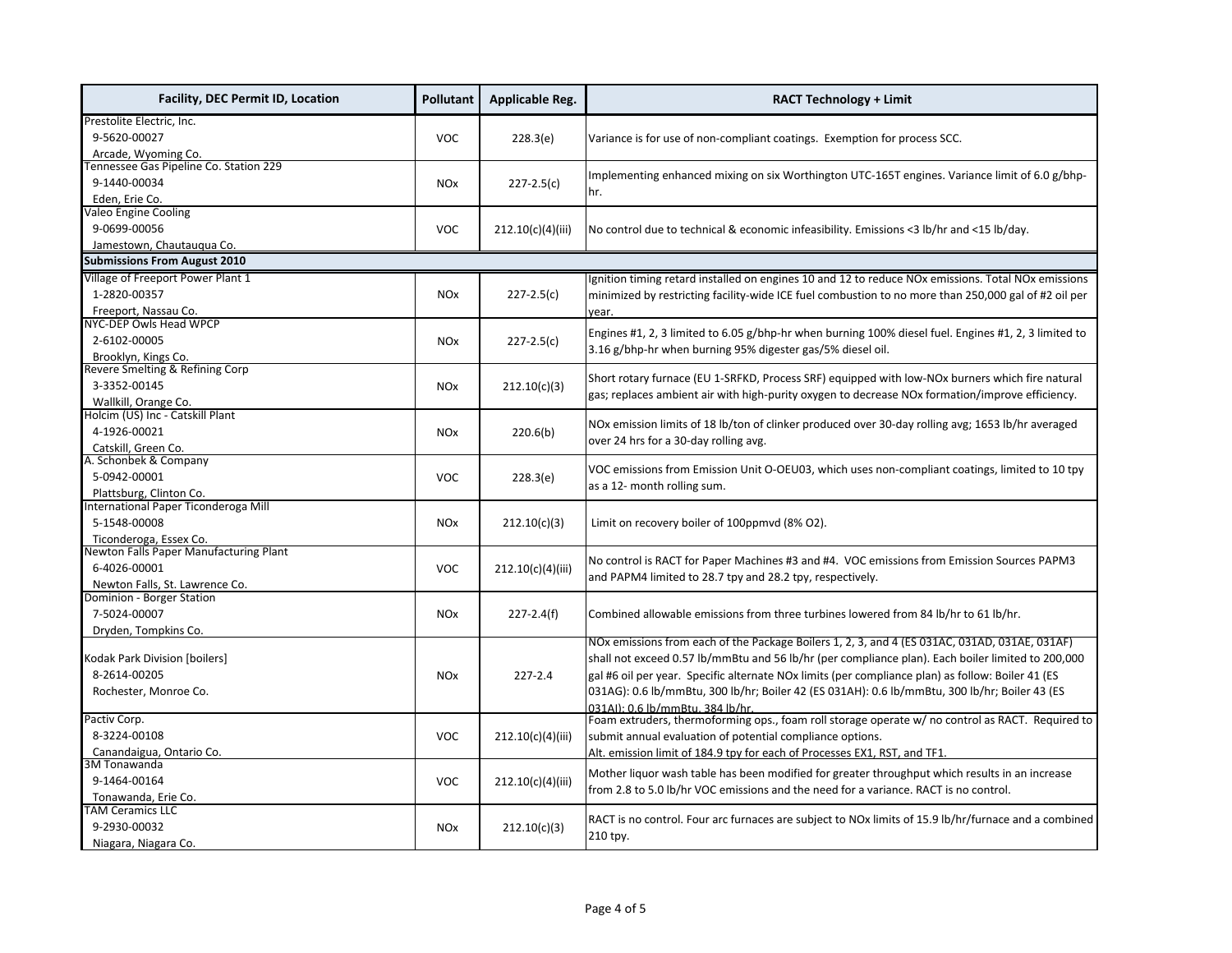| Facility, DEC Permit ID, Location | Pollutant | Applicable Reg. | RACT Technology + Limit |
|---|---|---|---|
| Prestolite Electric, Inc.<br>9-5620-00027<br>Arcade, Wyoming Co. | VOC | 228.3(e) | Variance is for use of non-compliant coatings. Exemption for process SCC. |
| Tennessee Gas Pipeline Co. Station 229<br>9-1440-00034<br>Eden, Erie Co. | NOx | 227-2.5(c) | Implementing enhanced mixing on six Worthington UTC-165T engines. Variance limit of 6.0 g/bhp-hr. |
| Valeo Engine Cooling<br>9-0699-00056<br>Jamestown, Chautauqua Co. | VOC | 212.10(c)(4)(iii) | No control due to technical & economic infeasibility. Emissions <3 lb/hr and <15 lb/day. |
| **Submissions From August 2010** | | | |
| Village of Freeport Power Plant 1<br>1-2820-00357<br>Freeport, Nassau Co. | NOx | 227-2.5(c) | Ignition timing retard installed on engines 10 and 12 to reduce NOx emissions. Total NOx emissions minimized by restricting facility-wide ICE fuel combustion to no more than 250,000 gal of #2 oil per year. |
| NYC-DEP Owls Head WPCP<br>2-6102-00005<br>Brooklyn, Kings Co. | NOx | 227-2.5(c) | Engines #1, 2, 3 limited to 6.05 g/bhp-hr when burning 100% diesel fuel. Engines #1, 2, 3 limited to 3.16 g/bhp-hr when burning 95% digester gas/5% diesel oil. |
| Revere Smelting & Refining Corp<br>3-3352-00145<br>Wallkill, Orange Co. | NOx | 212.10(c)(3) | Short rotary furnace (EU 1-SRFKD, Process SRF) equipped with low-NOx burners which fire natural gas; replaces ambient air with high-purity oxygen to decrease NOx formation/improve efficiency. |
| Holcim (US) Inc - Catskill Plant<br>4-1926-00021<br>Catskill, Green Co. | NOx | 220.6(b) | NOx emission limits of 18 lb/ton of clinker produced over 30-day rolling avg; 1653 lb/hr averaged over 24 hrs for a 30-day rolling avg. |
| A. Schonbek & Company<br>5-0942-00001<br>Plattsburg, Clinton Co. | VOC | 228.3(e) | VOC emissions from Emission Unit O-OEU03, which uses non-compliant coatings, limited to 10 tpy as a 12- month rolling sum. |
| International Paper Ticonderoga Mill<br>5-1548-00008<br>Ticonderoga, Essex Co. | NOx | 212.10(c)(3) | Limit on recovery boiler of 100ppmvd (8% O2). |
| Newton Falls Paper Manufacturing Plant<br>6-4026-00001<br>Newton Falls, St. Lawrence Co. | VOC | 212.10(c)(4)(iii) | No control is RACT for Paper Machines #3 and #4. VOC emissions from Emission Sources PAPM3 and PAPM4 limited to 28.7 tpy and 28.2 tpy, respectively. |
| Dominion - Borger Station<br>7-5024-00007<br>Dryden, Tompkins Co. | NOx | 227-2.4(f) | Combined allowable emissions from three turbines lowered from 84 lb/hr to 61 lb/hr. |
| Kodak Park Division [boilers]<br>8-2614-00205<br>Rochester, Monroe Co. | NOx | 227-2.4 | NOx emissions from each of the Package Boilers 1, 2, 3, and 4 (ES 031AC, 031AD, 031AE, 031AF) shall not exceed 0.57 lb/mmBtu and 56 lb/hr (per compliance plan). Each boiler limited to 200,000 gal #6 oil per year. Specific alternate NOx limits (per compliance plan) as follow: Boiler 41 (ES 031AG): 0.6 lb/mmBtu, 300 lb/hr; Boiler 42 (ES 031AH): 0.6 lb/mmBtu, 300 lb/hr; Boiler 43 (ES 031AI): 0.6 lb/mmBtu, 384 lb/hr. |
| Pactiv Corp.<br>8-3224-00108<br>Canandaigua, Ontario Co. | VOC | 212.10(c)(4)(iii) | Foam extruders, thermoforming ops., foam roll storage operate w/ no control as RACT. Required to submit annual evaluation of potential compliance options.<br>Alt. emission limit of 184.9 tpy for each of Processes EX1, RST, and TF1. |
| 3M Tonawanda<br>9-1464-00164<br>Tonawanda, Erie Co. | VOC | 212.10(c)(4)(iii) | Mother liquor wash table has been modified for greater throughput which results in an increase from 2.8 to 5.0 lb/hr VOC emissions and the need for a variance. RACT is no control. |
| TAM Ceramics LLC<br>9-2930-00032<br>Niagara, Niagara Co. | NOx | 212.10(c)(3) | RACT is no control. Four arc furnaces are subject to NOx limits of 15.9 lb/hr/furnace and a combined 210 tpy. |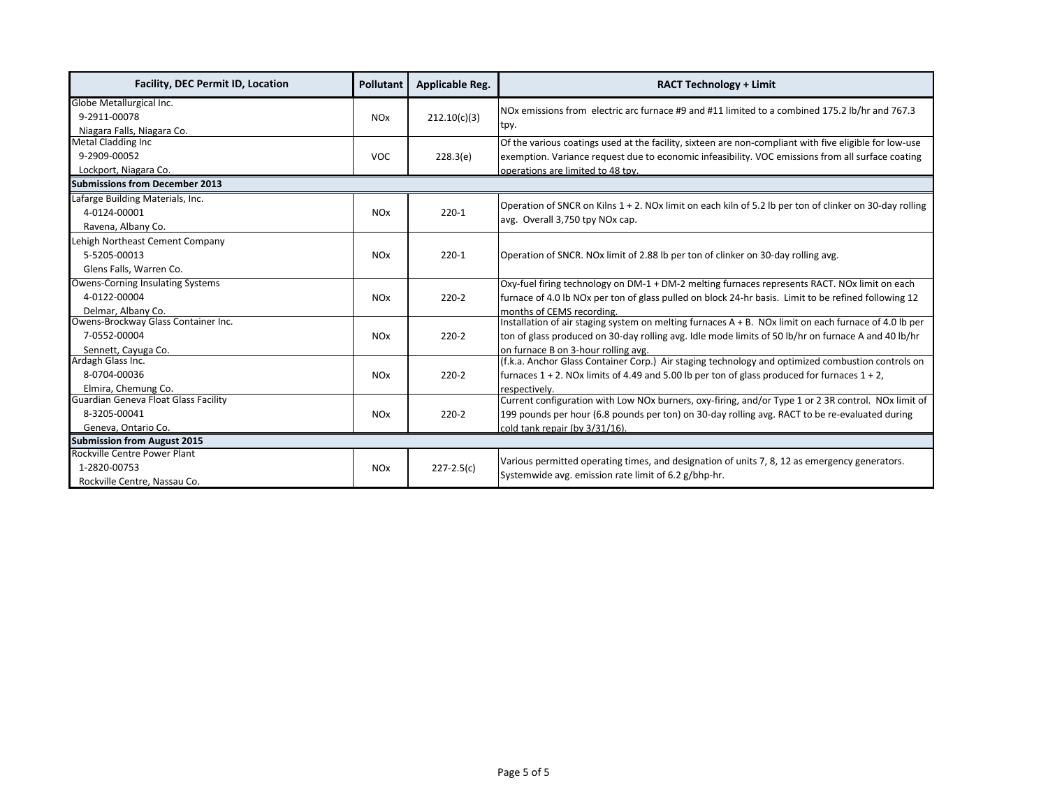| Facility, DEC Permit ID, Location | Pollutant | Applicable Reg. | RACT Technology + Limit |
|---|---|---|---|
| Globe Metallurgical Inc.<br>9-2911-00078<br>Niagara Falls, Niagara Co. | NOx | 212.10(c)(3) | NOx emissions from electric arc furnace #9 and #11 limited to a combined 175.2 lb/hr and 767.3 tpy. |
| Metal Cladding Inc<br>9-2909-00052<br>Lockport, Niagara Co. | VOC | 228.3(e) | Of the various coatings used at the facility, sixteen are non-compliant with five eligible for low-use exemption. Variance request due to economic infeasibility. VOC emissions from all surface coating operations are limited to 48 tpy. |
| **Submissions from December 2013** | | | |
| Lafarge Building Materials, Inc.<br>4-0124-00001<br>Ravena, Albany Co. | NOx | 220-1 | Operation of SNCR on Kilns 1 + 2. NOx limit on each kiln of 5.2 lb per ton of clinker on 30-day rolling avg. Overall 3,750 tpy NOx cap. |
| Lehigh Northeast Cement Company<br>5-5205-00013<br>Glens Falls, Warren Co. | NOx | 220-1 | Operation of SNCR. NOx limit of 2.88 lb per ton of clinker on 30-day rolling avg. |
| Owens-Corning Insulating Systems<br>4-0122-00004<br>Delmar, Albany Co. | NOx | 220-2 | Oxy-fuel firing technology on DM-1 + DM-2 melting furnaces represents RACT. NOx limit on each furnace of 4.0 lb NOx per ton of glass pulled on block 24-hr basis. Limit to be refined following 12 months of CEMS recording. |
| Owens-Brockway Glass Container Inc.<br>7-0552-00004<br>Sennett, Cayuga Co. | NOx | 220-2 | Installation of air staging system on melting furnaces A + B. NOx limit on each furnace of 4.0 lb per ton of glass produced on 30-day rolling avg. Idle mode limits of 50 lb/hr on furnace A and 40 lb/hr on furnace B on 3-hour rolling avg. |
| Ardagh Glass Inc.<br>8-0704-00036<br>Elmira, Chemung Co. | NOx | 220-2 | (f.k.a. Anchor Glass Container Corp.) Air staging technology and optimized combustion controls on furnaces 1 + 2. NOx limits of 4.49 and 5.00 lb per ton of glass produced for furnaces 1 + 2, respectively. |
| Guardian Geneva Float Glass Facility<br>8-3205-00041<br>Geneva, Ontario Co. | NOx | 220-2 | Current configuration with Low NOx burners, oxy-firing, and/or Type 1 or 2 3R control. NOx limit of 199 pounds per hour (6.8 pounds per ton) on 30-day rolling avg. RACT to be re-evaluated during cold tank repair (by 3/31/16). |
| **Submission from August 2015** | | | |
| Rockville Centre Power Plant<br>1-2820-00753<br>Rockville Centre, Nassau Co. | NOx | 227-2.5(c) | Various permitted operating times, and designation of units 7, 8, 12 as emergency generators. Systemwide avg. emission rate limit of 6.2 g/bhp-hr. |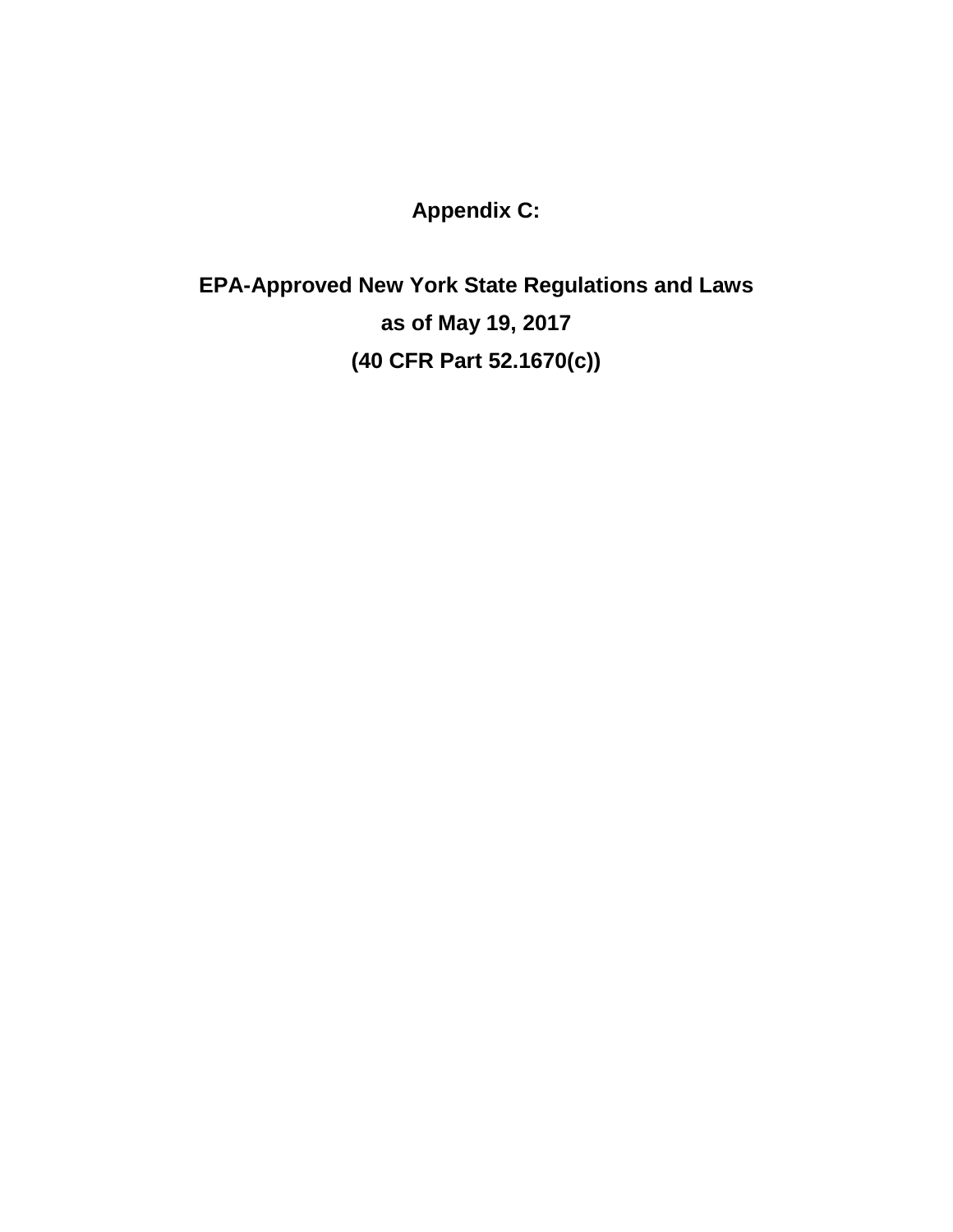# Appendix C:

## EPA-Approved New York State Regulations and Laws as of May 19, 2017 (40 CFR Part 52.1670(c))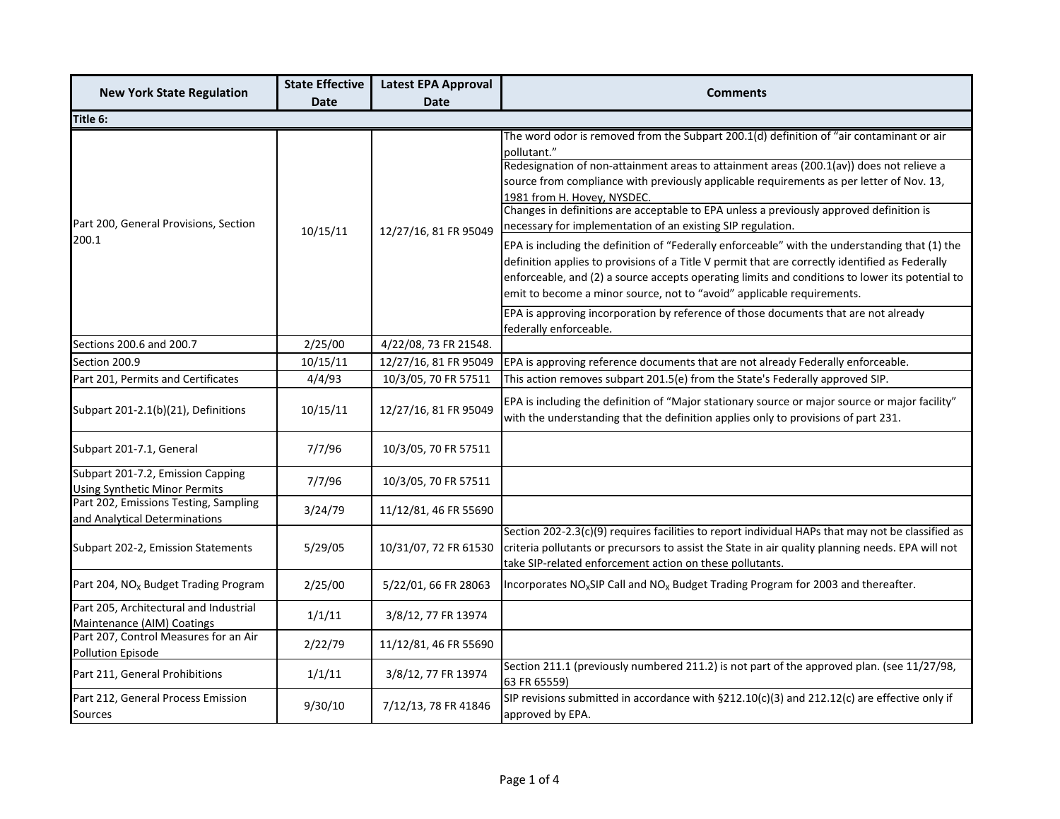| New York State Regulation | State Effective Date | Latest EPA Approval Date | Comments |
|---|---|---|---|
| **Title 6:** | | | |
| Part 200, General Provisions, Section 200.1 | 10/15/11 | 12/27/16, 81 FR 95049 | The word odor is removed from the Subpart 200.1(d) definition of "air contaminant or air pollutant." Redesignation of non-attainment areas to attainment areas (200.1(av)) does not relieve a source from compliance with previously applicable requirements as per letter of Nov. 13, 1981 from H. Hovey, NYSDEC. Changes in definitions are acceptable to EPA unless a previously approved definition is necessary for implementation of an existing SIP regulation. EPA is including the definition of "Federally enforceable" with the understanding that (1) the definition applies to provisions of a Title V permit that are correctly identified as Federally enforceable, and (2) a source accepts operating limits and conditions to lower its potential to emit to become a minor source, not to "avoid" applicable requirements. EPA is approving incorporation by reference of those documents that are not already federally enforceable. |
| Sections 200.6 and 200.7 | 2/25/00 | 4/22/08, 73 FR 21548. | |
| Section 200.9 | 10/15/11 | 12/27/16, 81 FR 95049 | EPA is approving reference documents that are not already Federally enforceable. |
| Part 201, Permits and Certificates | 4/4/93 | 10/3/05, 70 FR 57511 | This action removes subpart 201.5(e) from the State's Federally approved SIP. |
| Subpart 201-2.1(b)(21), Definitions | 10/15/11 | 12/27/16, 81 FR 95049 | EPA is including the definition of "Major stationary source or major source or major facility" with the understanding that the definition applies only to provisions of part 231. |
| Subpart 201-7.1, General | 7/7/96 | 10/3/05, 70 FR 57511 | |
| Subpart 201-7.2, Emission Capping Using Synthetic Minor Permits | 7/7/96 | 10/3/05, 70 FR 57511 | |
| Part 202, Emissions Testing, Sampling and Analytical Determinations | 3/24/79 | 11/12/81, 46 FR 55690 | |
| Subpart 202-2, Emission Statements | 5/29/05 | 10/31/07, 72 FR 61530 | Section 202-2.3(c)(9) requires facilities to report individual HAPs that may not be classified as criteria pollutants or precursors to assist the State in air quality planning needs. EPA will not take SIP-related enforcement action on these pollutants. |
| Part 204, $NO_X$ Budget Trading Program | 2/25/00 | 5/22/01, 66 FR 28063 | Incorporates $NO_X$SIP Call and $NO_X$ Budget Trading Program for 2003 and thereafter. |
| Part 205, Architectural and Industrial Maintenance (AIM) Coatings | 1/1/11 | 3/8/12, 77 FR 13974 | |
| Part 207, Control Measures for an Air Pollution Episode | 2/22/79 | 11/12/81, 46 FR 55690 | |
| Part 211, General Prohibitions | 1/1/11 | 3/8/12, 77 FR 13974 | Section 211.1 (previously numbered 211.2) is not part of the approved plan. (see 11/27/98, 63 FR 65559) |
| Part 212, General Process Emission Sources | 9/30/10 | 7/12/13, 78 FR 41846 | SIP revisions submitted in accordance with §212.10(c)(3) and 212.12(c) are effective only if approved by EPA. |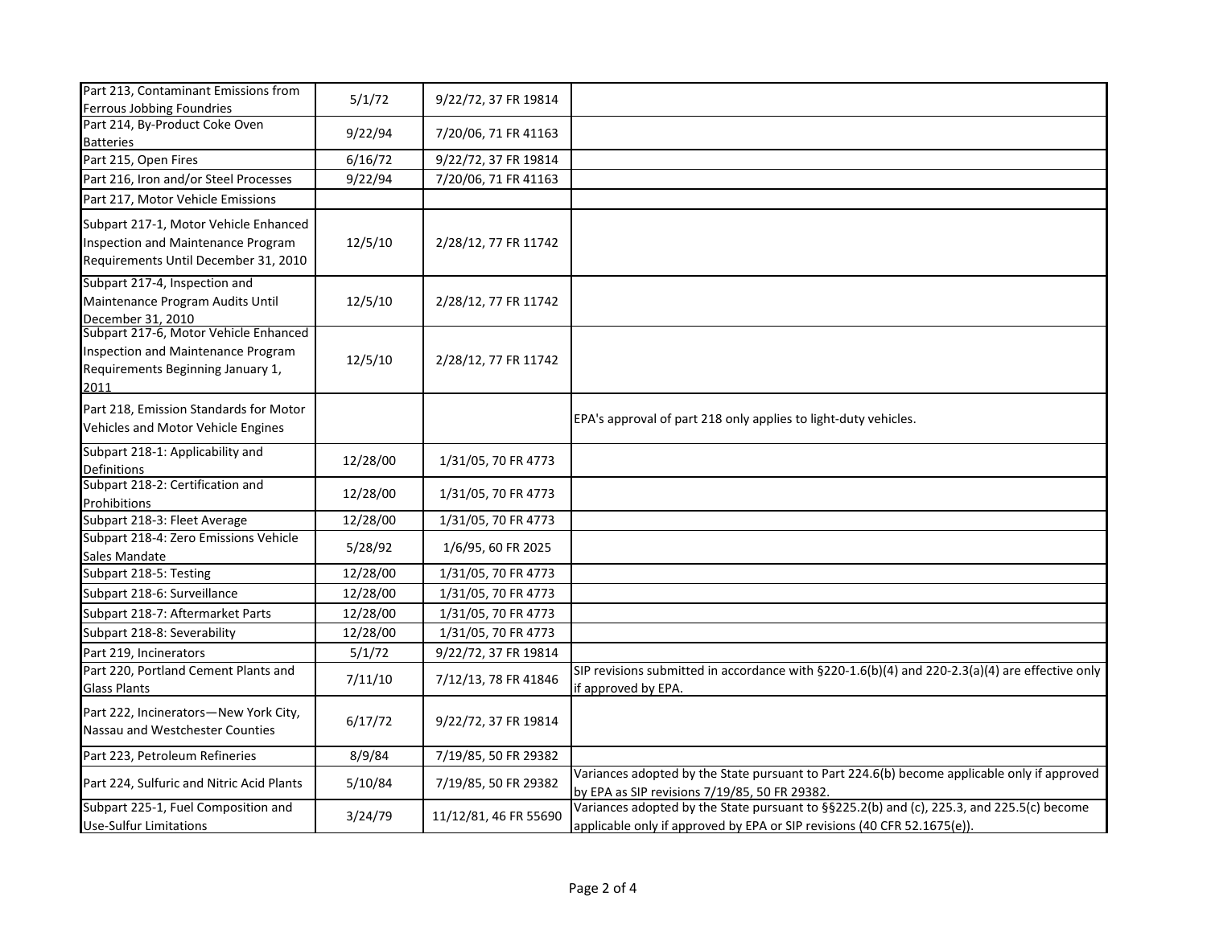| | | | |
|---|---|---|---|
| Part 213, Contaminant Emissions from Ferrous Jobbing Foundries | 5/1/72 | 9/22/72, 37 FR 19814 | |
| Part 214, By-Product Coke Oven Batteries | 9/22/94 | 7/20/06, 71 FR 41163 | |
| Part 215, Open Fires | 6/16/72 | 9/22/72, 37 FR 19814 | |
| Part 216, Iron and/or Steel Processes | 9/22/94 | 7/20/06, 71 FR 41163 | |
| Part 217, Motor Vehicle Emissions | | | |
| Subpart 217-1, Motor Vehicle Enhanced Inspection and Maintenance Program Requirements Until December 31, 2010 | 12/5/10 | 2/28/12, 77 FR 11742 | |
| Subpart 217-4, Inspection and Maintenance Program Audits Until December 31, 2010 | 12/5/10 | 2/28/12, 77 FR 11742 | |
| Subpart 217-6, Motor Vehicle Enhanced Inspection and Maintenance Program Requirements Beginning January 1, 2011 | 12/5/10 | 2/28/12, 77 FR 11742 | |
| Part 218, Emission Standards for Motor Vehicles and Motor Vehicle Engines | | | EPA's approval of part 218 only applies to light-duty vehicles. |
| Subpart 218-1: Applicability and Definitions | 12/28/00 | 1/31/05, 70 FR 4773 | |
| Subpart 218-2: Certification and Prohibitions | 12/28/00 | 1/31/05, 70 FR 4773 | |
| Subpart 218-3: Fleet Average | 12/28/00 | 1/31/05, 70 FR 4773 | |
| Subpart 218-4: Zero Emissions Vehicle Sales Mandate | 5/28/92 | 1/6/95, 60 FR 2025 | |
| Subpart 218-5: Testing | 12/28/00 | 1/31/05, 70 FR 4773 | |
| Subpart 218-6: Surveillance | 12/28/00 | 1/31/05, 70 FR 4773 | |
| Subpart 218-7: Aftermarket Parts | 12/28/00 | 1/31/05, 70 FR 4773 | |
| Subpart 218-8: Severability | 12/28/00 | 1/31/05, 70 FR 4773 | |
| Part 219, Incinerators | 5/1/72 | 9/22/72, 37 FR 19814 | |
| Part 220, Portland Cement Plants and Glass Plants | 7/11/10 | 7/12/13, 78 FR 41846 | SIP revisions submitted in accordance with §220-1.6(b)(4) and 220-2.3(a)(4) are effective only if approved by EPA. |
| Part 222, Incinerators—New York City, Nassau and Westchester Counties | 6/17/72 | 9/22/72, 37 FR 19814 | |
| Part 223, Petroleum Refineries | 8/9/84 | 7/19/85, 50 FR 29382 | |
| Part 224, Sulfuric and Nitric Acid Plants | 5/10/84 | 7/19/85, 50 FR 29382 | Variances adopted by the State pursuant to Part 224.6(b) become applicable only if approved by EPA as SIP revisions 7/19/85, 50 FR 29382. |
| Subpart 225-1, Fuel Composition and Use-Sulfur Limitations | 3/24/79 | 11/12/81, 46 FR 55690 | Variances adopted by the State pursuant to §§225.2(b) and (c), 225.3, and 225.5(c) become applicable only if approved by EPA or SIP revisions (40 CFR 52.1675(e)). |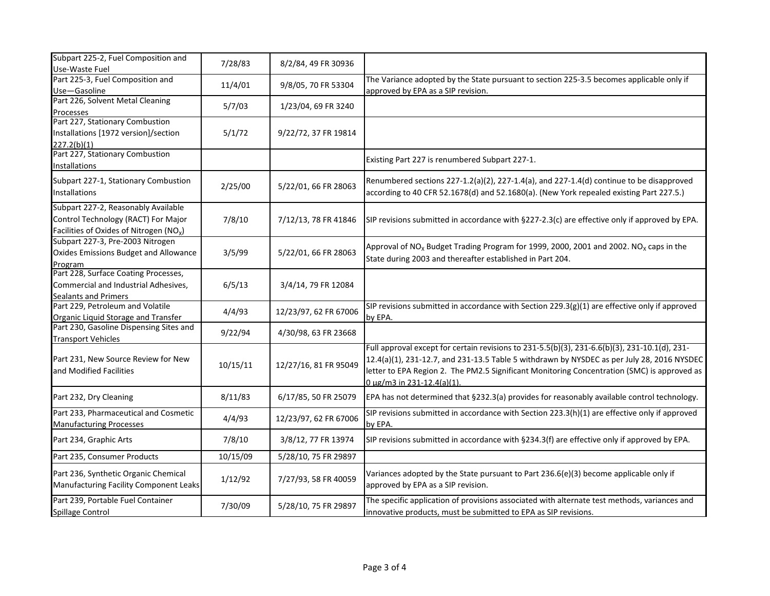| | | | |
|---|---|---|---|
| Subpart 225-2, Fuel Composition and Use-Waste Fuel | 7/28/83 | 8/2/84, 49 FR 30936 | |
| Part 225-3, Fuel Composition and Use—Gasoline | 11/4/01 | 9/8/05, 70 FR 53304 | The Variance adopted by the State pursuant to section 225-3.5 becomes applicable only if approved by EPA as a SIP revision. |
| Part 226, Solvent Metal Cleaning Processes | 5/7/03 | 1/23/04, 69 FR 3240 | |
| Part 227, Stationary Combustion Installations [1972 version]/section 227.2(b)(1) | 5/1/72 | 9/22/72, 37 FR 19814 | |
| Part 227, Stationary Combustion Installations | | | Existing Part 227 is renumbered Subpart 227-1. |
| Subpart 227-1, Stationary Combustion Installations | 2/25/00 | 5/22/01, 66 FR 28063 | Renumbered sections 227-1.2(a)(2), 227-1.4(a), and 227-1.4(d) continue to be disapproved according to 40 CFR 52.1678(d) and 52.1680(a). (New York repealed existing Part 227.5.) |
| Subpart 227-2, Reasonably Available Control Technology (RACT) For Major Facilities of Oxides of Nitrogen ($NO_x$) | 7/8/10 | 7/12/13, 78 FR 41846 | SIP revisions submitted in accordance with §227-2.3(c) are effective only if approved by EPA. |
| Subpart 227-3, Pre-2003 Nitrogen Oxides Emissions Budget and Allowance Program | 3/5/99 | 5/22/01, 66 FR 28063 | Approval of $NO_x$ Budget Trading Program for 1999, 2000, 2001 and 2002. $NO_x$ caps in the State during 2003 and thereafter established in Part 204. |
| Part 228, Surface Coating Processes, Commercial and Industrial Adhesives, Sealants and Primers | 6/5/13 | 3/4/14, 79 FR 12084 | |
| Part 229, Petroleum and Volatile Organic Liquid Storage and Transfer | 4/4/93 | 12/23/97, 62 FR 67006 | SIP revisions submitted in accordance with Section 229.3(g)(1) are effective only if approved by EPA. |
| Part 230, Gasoline Dispensing Sites and Transport Vehicles | 9/22/94 | 4/30/98, 63 FR 23668 | |
| Part 231, New Source Review for New and Modified Facilities | 10/15/11 | 12/27/16, 81 FR 95049 | Full approval except for certain revisions to 231-5.5(b)(3), 231-6.6(b)(3), 231-10.1(d), 231-12.4(a)(1), 231-12.7, and 231-13.5 Table 5 withdrawn by NYSDEC as per July 28, 2016 NYSDEC letter to EPA Region 2. The PM2.5 Significant Monitoring Concentration (SMC) is approved as 0 µg/m3 in 231-12.4(a)(1). |
| Part 232, Dry Cleaning | 8/11/83 | 6/17/85, 50 FR 25079 | EPA has not determined that §232.3(a) provides for reasonably available control technology. |
| Part 233, Pharmaceutical and Cosmetic Manufacturing Processes | 4/4/93 | 12/23/97, 62 FR 67006 | SIP revisions submitted in accordance with Section 223.3(h)(1) are effective only if approved by EPA. |
| Part 234, Graphic Arts | 7/8/10 | 3/8/12, 77 FR 13974 | SIP revisions submitted in accordance with §234.3(f) are effective only if approved by EPA. |
| Part 235, Consumer Products | 10/15/09 | 5/28/10, 75 FR 29897 | |
| Part 236, Synthetic Organic Chemical Manufacturing Facility Component Leaks | 1/12/92 | 7/27/93, 58 FR 40059 | Variances adopted by the State pursuant to Part 236.6(e)(3) become applicable only if approved by EPA as a SIP revision. |
| Part 239, Portable Fuel Container Spillage Control | 7/30/09 | 5/28/10, 75 FR 29897 | The specific application of provisions associated with alternate test methods, variances and innovative products, must be submitted to EPA as SIP revisions. |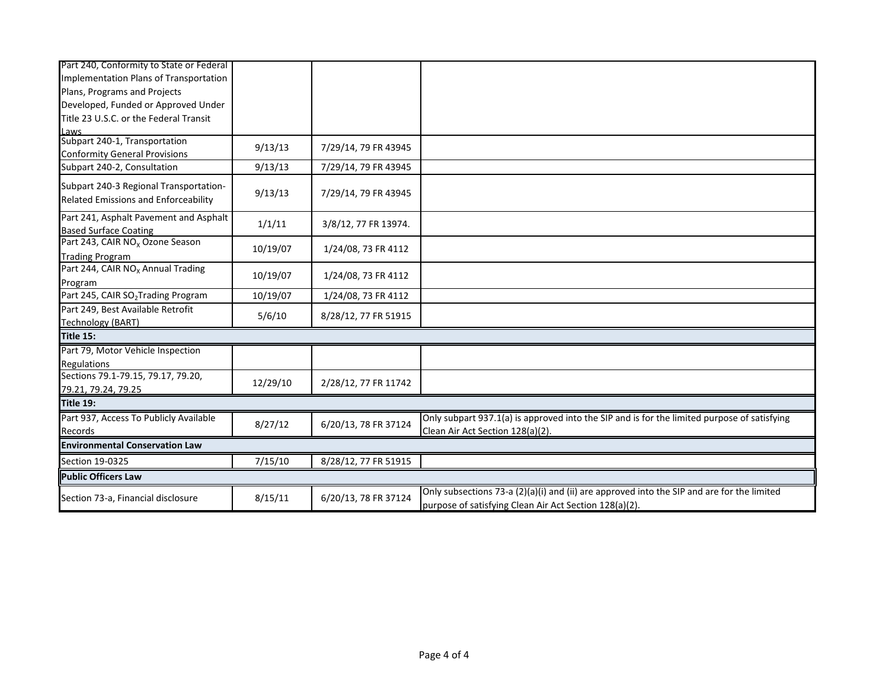| | | | |
|---|---|---|---|
| Part 240, Conformity to State or Federal Implementation Plans of Transportation Plans, Programs and Projects Developed, Funded or Approved Under Title 23 U.S.C. or the Federal Transit Laws | | | |
| Subpart 240-1, Transportation Conformity General Provisions | 9/13/13 | 7/29/14, 79 FR 43945 | |
| Subpart 240-2, Consultation | 9/13/13 | 7/29/14, 79 FR 43945 | |
| Subpart 240-3 Regional Transportation-Related Emissions and Enforceability | 9/13/13 | 7/29/14, 79 FR 43945 | |
| Part 241, Asphalt Pavement and Asphalt Based Surface Coating | 1/1/11 | 3/8/12, 77 FR 13974. | |
| Part 243, CAIR $NO_X$ Ozone Season Trading Program | 10/19/07 | 1/24/08, 73 FR 4112 | |
| Part 244, CAIR $NO_X$ Annual Trading Program | 10/19/07 | 1/24/08, 73 FR 4112 | |
| Part 245, CAIR $SO_2$ Trading Program | 10/19/07 | 1/24/08, 73 FR 4112 | |
| Part 249, Best Available Retrofit Technology (BART) | 5/6/10 | 8/28/12, 77 FR 51915 | |
| **Title 15:** | | | |
| Part 79, Motor Vehicle Inspection Regulations | | | |
| Sections 79.1-79.15, 79.17, 79.20, 79.21, 79.24, 79.25 | 12/29/10 | 2/28/12, 77 FR 11742 | |
| **Title 19:** | | | |
| Part 937, Access To Publicly Available Records | 8/27/12 | 6/20/13, 78 FR 37124 | Only subpart 937.1(a) is approved into the SIP and is for the limited purpose of satisfying Clean Air Act Section 128(a)(2). |
| **Environmental Conservation Law** | | | |
| Section 19-0325 | 7/15/10 | 8/28/12, 77 FR 51915 | |
| **Public Officers Law** | | | |
| Section 73-a, Financial disclosure | 8/15/11 | 6/20/13, 78 FR 37124 | Only subsections 73-a (2)(a)(i) and (ii) are approved into the SIP and are for the limited purpose of satisfying Clean Air Act Section 128(a)(2). |